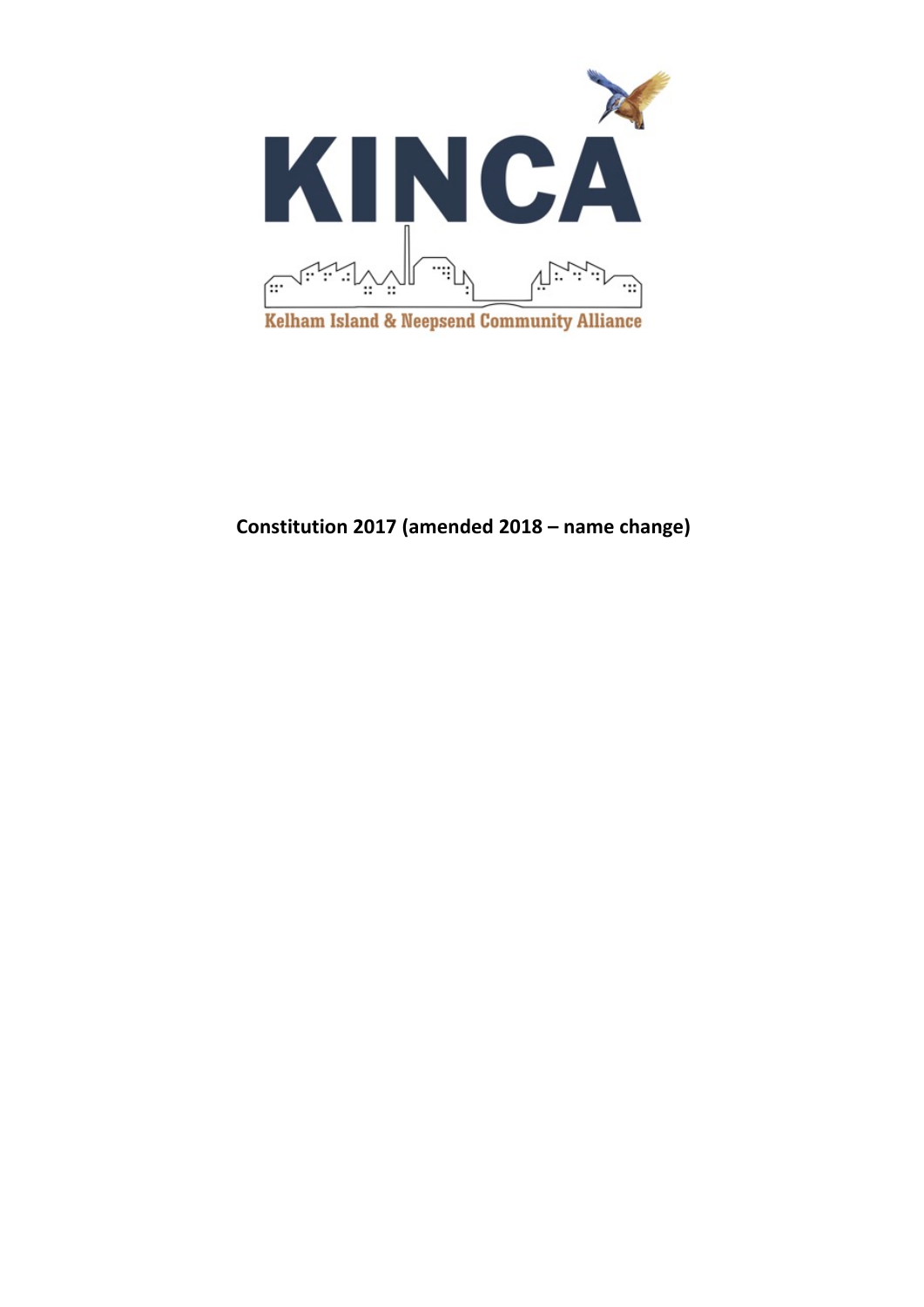KINCA

Kelham Island & Neepsend Community Alliance

**Constitution 2017 (amended 2018 – name change)**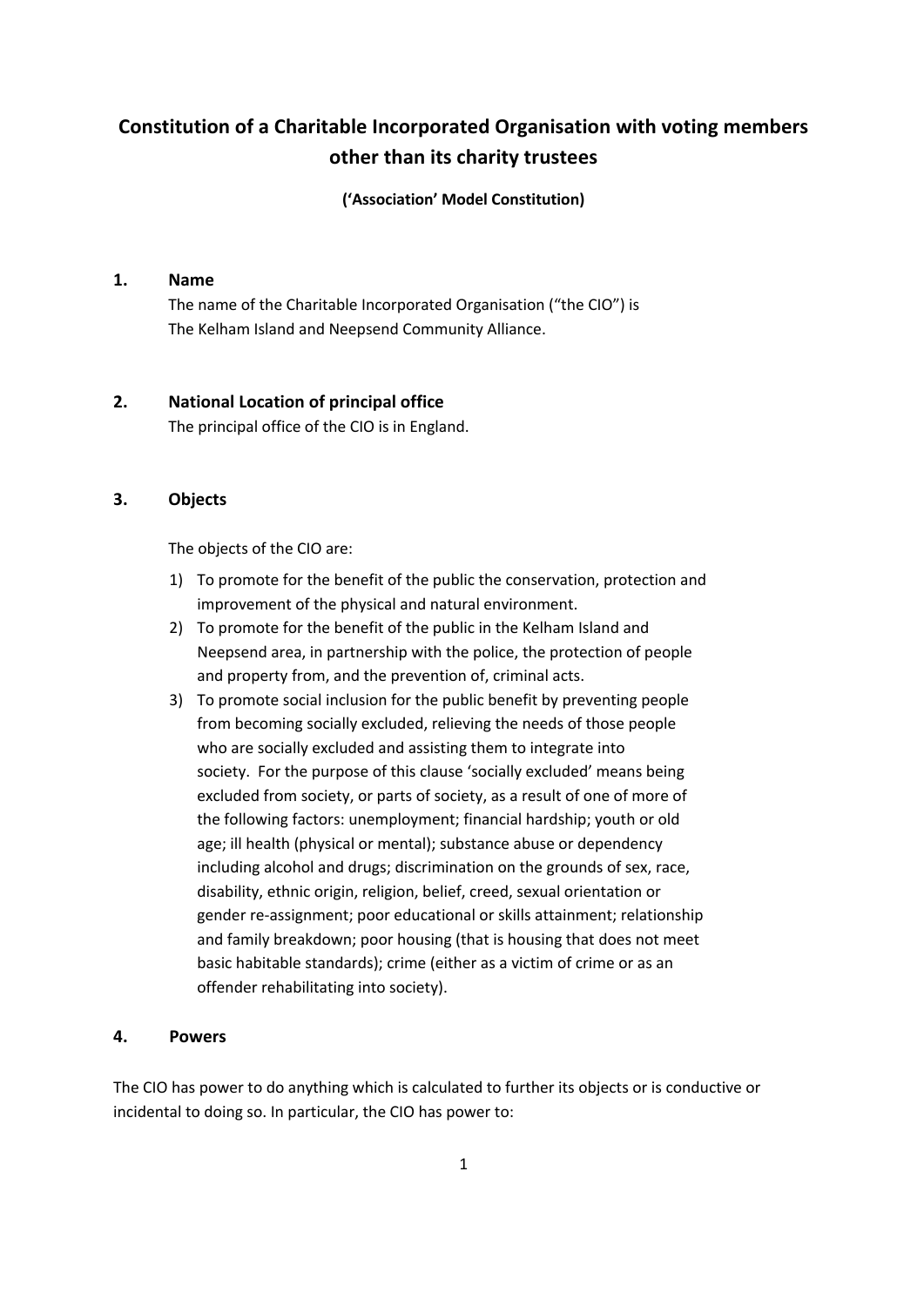# Constitution of a Charitable Incorporated Organisation with voting members other than its charity trustees

**('Association' Model Constitution)**

## 1. Name

The name of the Charitable Incorporated Organisation ("the CIO") is The Kelham Island and Neepsend Community Alliance.

## 2. National Location of principal office

The principal office of the CIO is in England.

## 3. Objects

The objects of the CIO are:

1) To promote for the benefit of the public the conservation, protection and improvement of the physical and natural environment.
2) To promote for the benefit of the public in the Kelham Island and Neepsend area, in partnership with the police, the protection of people and property from, and the prevention of, criminal acts.
3) To promote social inclusion for the public benefit by preventing people from becoming socially excluded, relieving the needs of those people who are socially excluded and assisting them to integrate into society. For the purpose of this clause 'socially excluded' means being excluded from society, or parts of society, as a result of one of more of the following factors: unemployment; financial hardship; youth or old age; ill health (physical or mental); substance abuse or dependency including alcohol and drugs; discrimination on the grounds of sex, race, disability, ethnic origin, religion, belief, creed, sexual orientation or gender re-assignment; poor educational or skills attainment; relationship and family breakdown; poor housing (that is housing that does not meet basic habitable standards); crime (either as a victim of crime or as an offender rehabilitating into society).

## 4. Powers

The CIO has power to do anything which is calculated to further its objects or is conductive or incidental to doing so. In particular, the CIO has power to: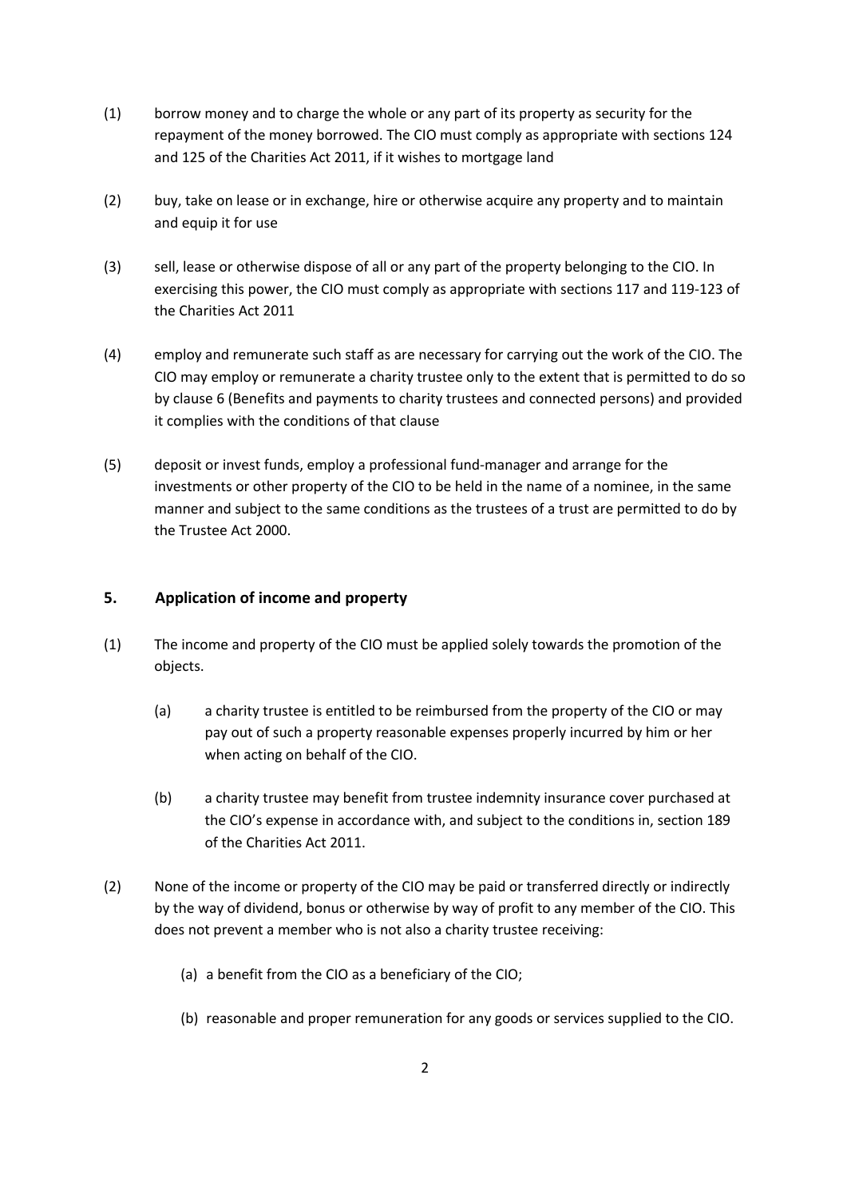(1) borrow money and to charge the whole or any part of its property as security for the repayment of the money borrowed. The CIO must comply as appropriate with sections 124 and 125 of the Charities Act 2011, if it wishes to mortgage land

(2) buy, take on lease or in exchange, hire or otherwise acquire any property and to maintain and equip it for use

(3) sell, lease or otherwise dispose of all or any part of the property belonging to the CIO. In exercising this power, the CIO must comply as appropriate with sections 117 and 119-123 of the Charities Act 2011

(4) employ and remunerate such staff as are necessary for carrying out the work of the CIO. The CIO may employ or remunerate a charity trustee only to the extent that is permitted to do so by clause 6 (Benefits and payments to charity trustees and connected persons) and provided it complies with the conditions of that clause

(5) deposit or invest funds, employ a professional fund-manager and arrange for the investments or other property of the CIO to be held in the name of a nominee, in the same manner and subject to the same conditions as the trustees of a trust are permitted to do by the Trustee Act 2000.

## 5. Application of income and property

(1) The income and property of the CIO must be applied solely towards the promotion of the objects.

   (a) a charity trustee is entitled to be reimbursed from the property of the CIO or may pay out of such a property reasonable expenses properly incurred by him or her when acting on behalf of the CIO.

   (b) a charity trustee may benefit from trustee indemnity insurance cover purchased at the CIO's expense in accordance with, and subject to the conditions in, section 189 of the Charities Act 2011.

(2) None of the income or property of the CIO may be paid or transferred directly or indirectly by the way of dividend, bonus or otherwise by way of profit to any member of the CIO. This does not prevent a member who is not also a charity trustee receiving:

   (a) a benefit from the CIO as a beneficiary of the CIO;

   (b) reasonable and proper remuneration for any goods or services supplied to the CIO.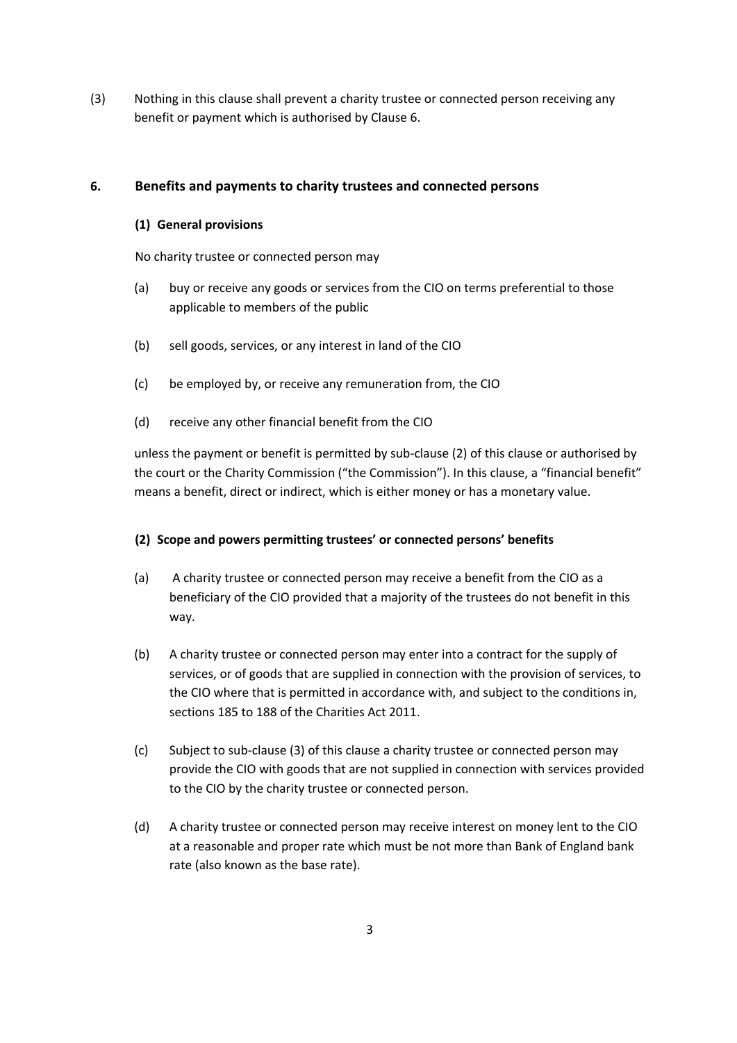(3) Nothing in this clause shall prevent a charity trustee or connected person receiving any benefit or payment which is authorised by Clause 6.

## 6. Benefits and payments to charity trustees and connected persons

### (1) General provisions

No charity trustee or connected person may

(a) buy or receive any goods or services from the CIO on terms preferential to those applicable to members of the public

(b) sell goods, services, or any interest in land of the CIO

(c) be employed by, or receive any remuneration from, the CIO

(d) receive any other financial benefit from the CIO

unless the payment or benefit is permitted by sub-clause (2) of this clause or authorised by the court or the Charity Commission ("the Commission"). In this clause, a "financial benefit" means a benefit, direct or indirect, which is either money or has a monetary value.

### (2) Scope and powers permitting trustees' or connected persons' benefits

(a) A charity trustee or connected person may receive a benefit from the CIO as a beneficiary of the CIO provided that a majority of the trustees do not benefit in this way.

(b) A charity trustee or connected person may enter into a contract for the supply of services, or of goods that are supplied in connection with the provision of services, to the CIO where that is permitted in accordance with, and subject to the conditions in, sections 185 to 188 of the Charities Act 2011.

(c) Subject to sub-clause (3) of this clause a charity trustee or connected person may provide the CIO with goods that are not supplied in connection with services provided to the CIO by the charity trustee or connected person.

(d) A charity trustee or connected person may receive interest on money lent to the CIO at a reasonable and proper rate which must be not more than Bank of England bank rate (also known as the base rate).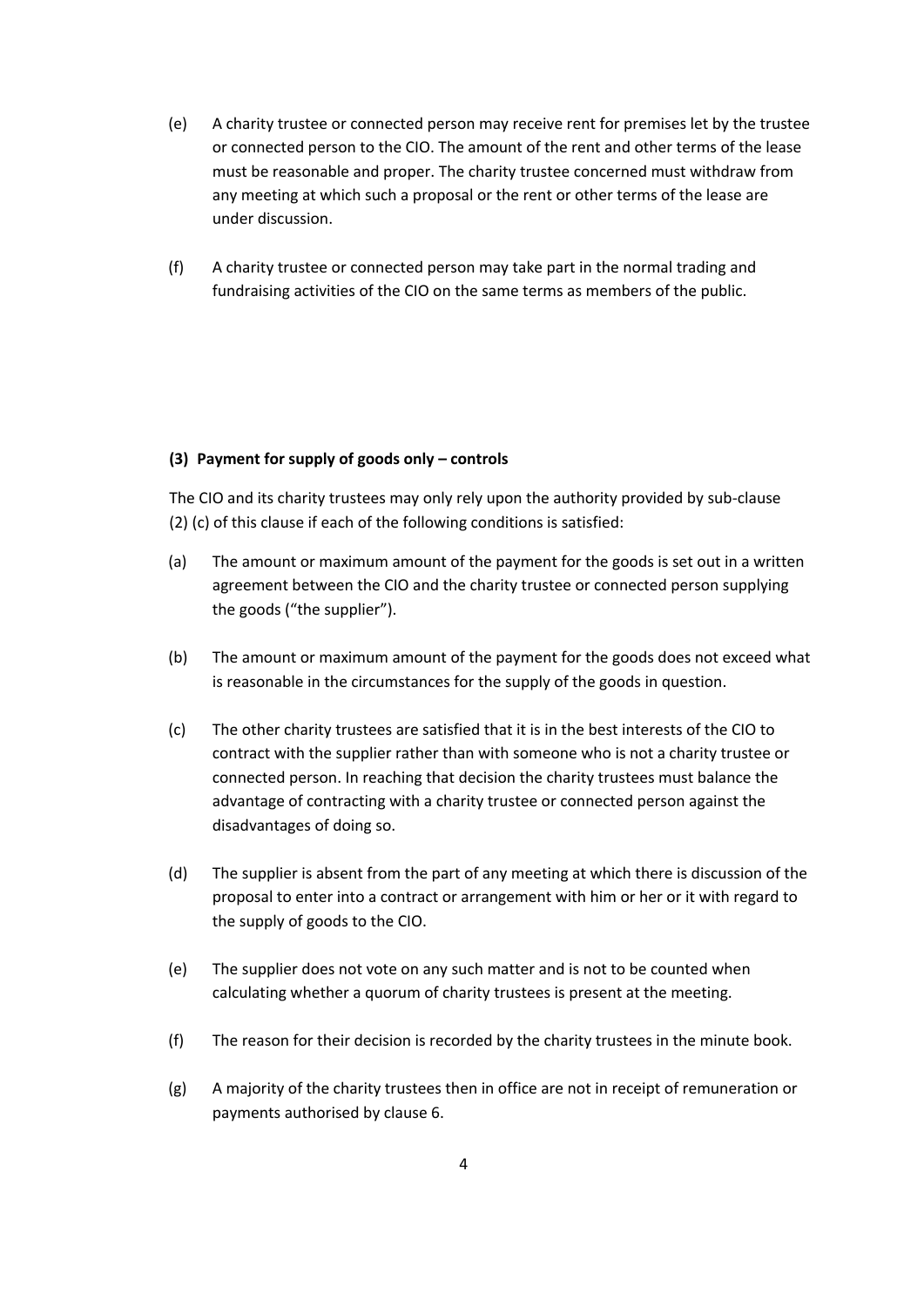(e) A charity trustee or connected person may receive rent for premises let by the trustee or connected person to the CIO. The amount of the rent and other terms of the lease must be reasonable and proper. The charity trustee concerned must withdraw from any meeting at which such a proposal or the rent or other terms of the lease are under discussion.

(f) A charity trustee or connected person may take part in the normal trading and fundraising activities of the CIO on the same terms as members of the public.

**(3) Payment for supply of goods only – controls**

The CIO and its charity trustees may only rely upon the authority provided by sub-clause (2) (c) of this clause if each of the following conditions is satisfied:

(a) The amount or maximum amount of the payment for the goods is set out in a written agreement between the CIO and the charity trustee or connected person supplying the goods ("the supplier").

(b) The amount or maximum amount of the payment for the goods does not exceed what is reasonable in the circumstances for the supply of the goods in question.

(c) The other charity trustees are satisfied that it is in the best interests of the CIO to contract with the supplier rather than with someone who is not a charity trustee or connected person. In reaching that decision the charity trustees must balance the advantage of contracting with a charity trustee or connected person against the disadvantages of doing so.

(d) The supplier is absent from the part of any meeting at which there is discussion of the proposal to enter into a contract or arrangement with him or her or it with regard to the supply of goods to the CIO.

(e) The supplier does not vote on any such matter and is not to be counted when calculating whether a quorum of charity trustees is present at the meeting.

(f) The reason for their decision is recorded by the charity trustees in the minute book.

(g) A majority of the charity trustees then in office are not in receipt of remuneration or payments authorised by clause 6.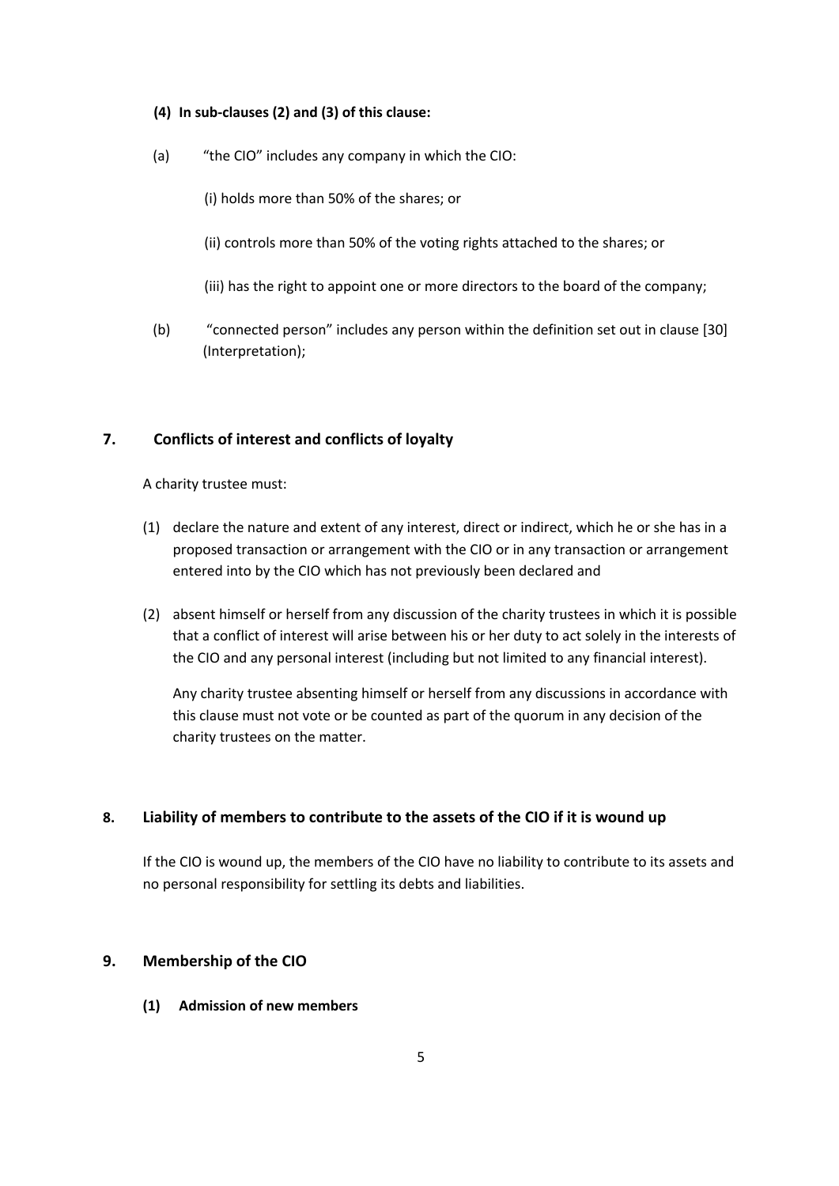**(4) In sub-clauses (2) and (3) of this clause:**

(a) "the CIO" includes any company in which the CIO:

(i) holds more than 50% of the shares; or

(ii) controls more than 50% of the voting rights attached to the shares; or

(iii) has the right to appoint one or more directors to the board of the company;

(b) "connected person" includes any person within the definition set out in clause [30] (Interpretation);

## 7. Conflicts of interest and conflicts of loyalty

A charity trustee must:

(1) declare the nature and extent of any interest, direct or indirect, which he or she has in a proposed transaction or arrangement with the CIO or in any transaction or arrangement entered into by the CIO which has not previously been declared and

(2) absent himself or herself from any discussion of the charity trustees in which it is possible that a conflict of interest will arise between his or her duty to act solely in the interests of the CIO and any personal interest (including but not limited to any financial interest).

Any charity trustee absenting himself or herself from any discussions in accordance with this clause must not vote or be counted as part of the quorum in any decision of the charity trustees on the matter.

## 8. Liability of members to contribute to the assets of the CIO if it is wound up

If the CIO is wound up, the members of the CIO have no liability to contribute to its assets and no personal responsibility for settling its debts and liabilities.

## 9. Membership of the CIO

**(1) Admission of new members**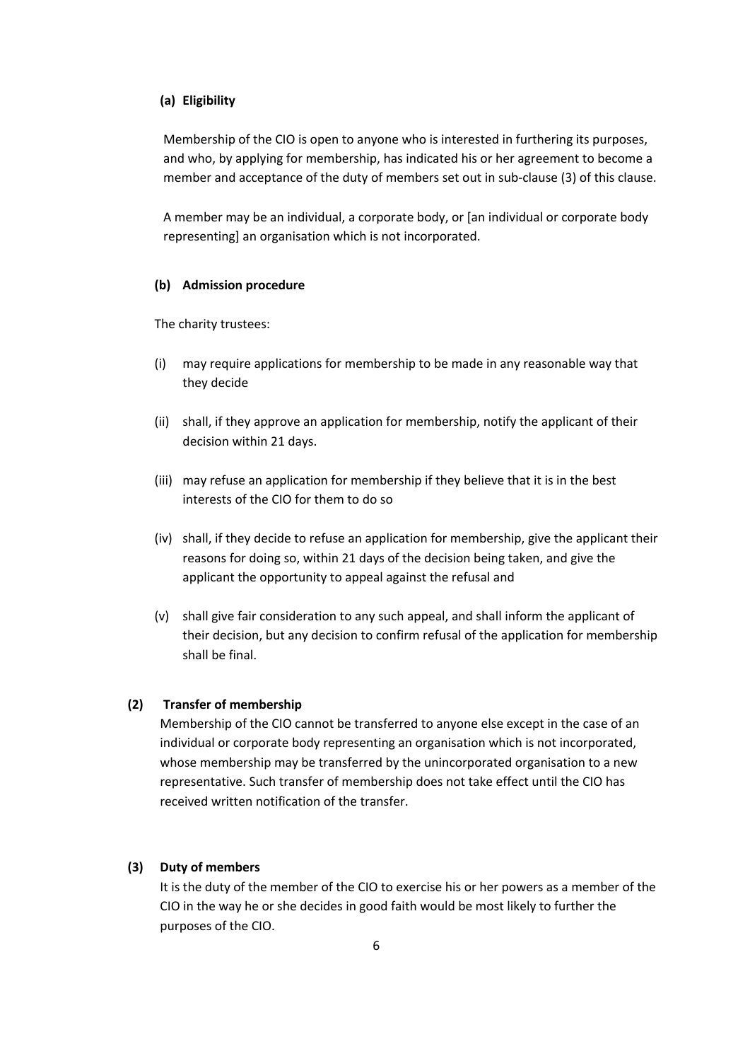**(a) Eligibility**

Membership of the CIO is open to anyone who is interested in furthering its purposes, and who, by applying for membership, has indicated his or her agreement to become a member and acceptance of the duty of members set out in sub-clause (3) of this clause.

A member may be an individual, a corporate body, or [an individual or corporate body representing] an organisation which is not incorporated.

**(b) Admission procedure**

The charity trustees:

(i) may require applications for membership to be made in any reasonable way that they decide

(ii) shall, if they approve an application for membership, notify the applicant of their decision within 21 days.

(iii) may refuse an application for membership if they believe that it is in the best interests of the CIO for them to do so

(iv) shall, if they decide to refuse an application for membership, give the applicant their reasons for doing so, within 21 days of the decision being taken, and give the applicant the opportunity to appeal against the refusal and

(v) shall give fair consideration to any such appeal, and shall inform the applicant of their decision, but any decision to confirm refusal of the application for membership shall be final.

**(2) Transfer of membership**

Membership of the CIO cannot be transferred to anyone else except in the case of an individual or corporate body representing an organisation which is not incorporated, whose membership may be transferred by the unincorporated organisation to a new representative. Such transfer of membership does not take effect until the CIO has received written notification of the transfer.

**(3) Duty of members**

It is the duty of the member of the CIO to exercise his or her powers as a member of the CIO in the way he or she decides in good faith would be most likely to further the purposes of the CIO.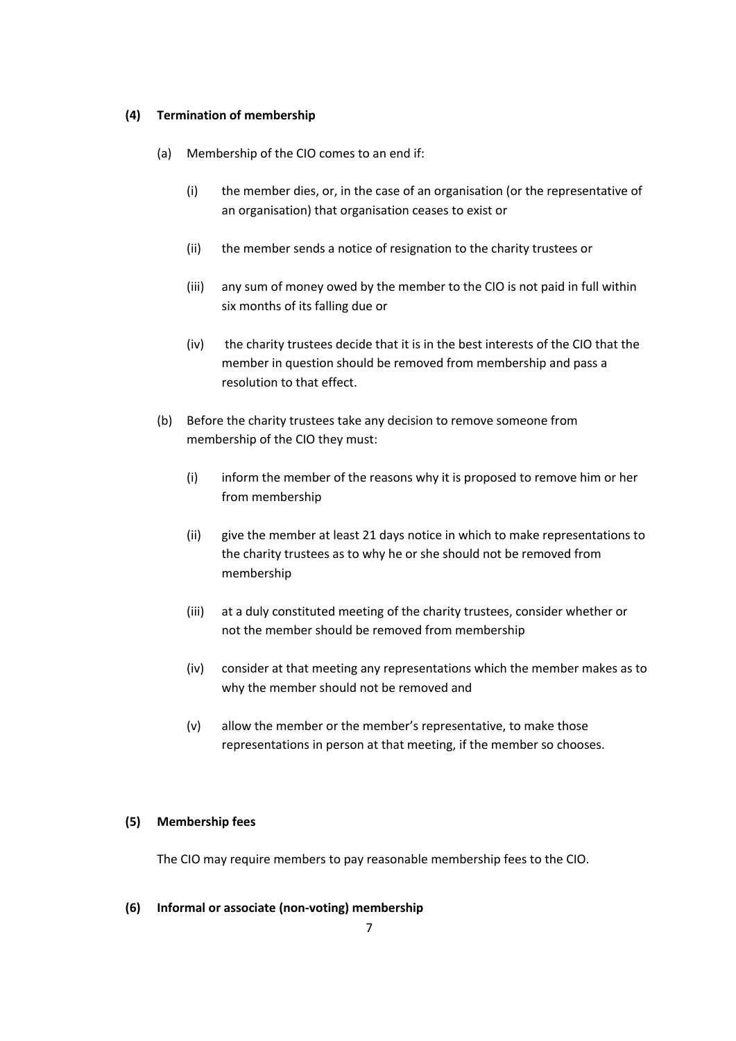**(4) Termination of membership**

(a) Membership of the CIO comes to an end if:

(i) the member dies, or, in the case of an organisation (or the representative of an organisation) that organisation ceases to exist or

(ii) the member sends a notice of resignation to the charity trustees or

(iii) any sum of money owed by the member to the CIO is not paid in full within six months of its falling due or

(iv) the charity trustees decide that it is in the best interests of the CIO that the member in question should be removed from membership and pass a resolution to that effect.

(b) Before the charity trustees take any decision to remove someone from membership of the CIO they must:

(i) inform the member of the reasons why it is proposed to remove him or her from membership

(ii) give the member at least 21 days notice in which to make representations to the charity trustees as to why he or she should not be removed from membership

(iii) at a duly constituted meeting of the charity trustees, consider whether or not the member should be removed from membership

(iv) consider at that meeting any representations which the member makes as to why the member should not be removed and

(v) allow the member or the member's representative, to make those representations in person at that meeting, if the member so chooses.

**(5) Membership fees**

The CIO may require members to pay reasonable membership fees to the CIO.

**(6) Informal or associate (non-voting) membership**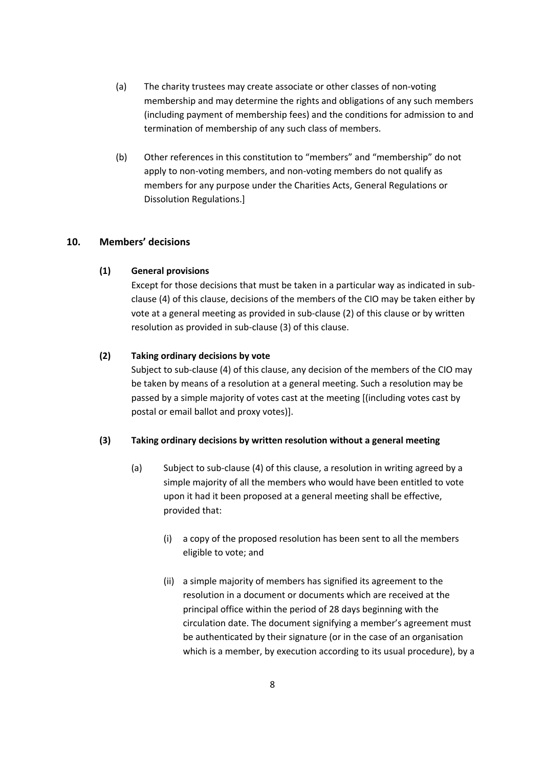(a) The charity trustees may create associate or other classes of non-voting membership and may determine the rights and obligations of any such members (including payment of membership fees) and the conditions for admission to and termination of membership of any such class of members.

(b) Other references in this constitution to "members" and "membership" do not apply to non-voting members, and non-voting members do not qualify as members for any purpose under the Charities Acts, General Regulations or Dissolution Regulations.]

## 10. Members' decisions

**(1) General provisions**

Except for those decisions that must be taken in a particular way as indicated in sub-clause (4) of this clause, decisions of the members of the CIO may be taken either by vote at a general meeting as provided in sub-clause (2) of this clause or by written resolution as provided in sub-clause (3) of this clause.

**(2) Taking ordinary decisions by vote**

Subject to sub-clause (4) of this clause, any decision of the members of the CIO may be taken by means of a resolution at a general meeting. Such a resolution may be passed by a simple majority of votes cast at the meeting [(including votes cast by postal or email ballot and proxy votes)].

**(3) Taking ordinary decisions by written resolution without a general meeting**

(a) Subject to sub-clause (4) of this clause, a resolution in writing agreed by a simple majority of all the members who would have been entitled to vote upon it had it been proposed at a general meeting shall be effective, provided that:

(i) a copy of the proposed resolution has been sent to all the members eligible to vote; and

(ii) a simple majority of members has signified its agreement to the resolution in a document or documents which are received at the principal office within the period of 28 days beginning with the circulation date. The document signifying a member's agreement must be authenticated by their signature (or in the case of an organisation which is a member, by execution according to its usual procedure), by a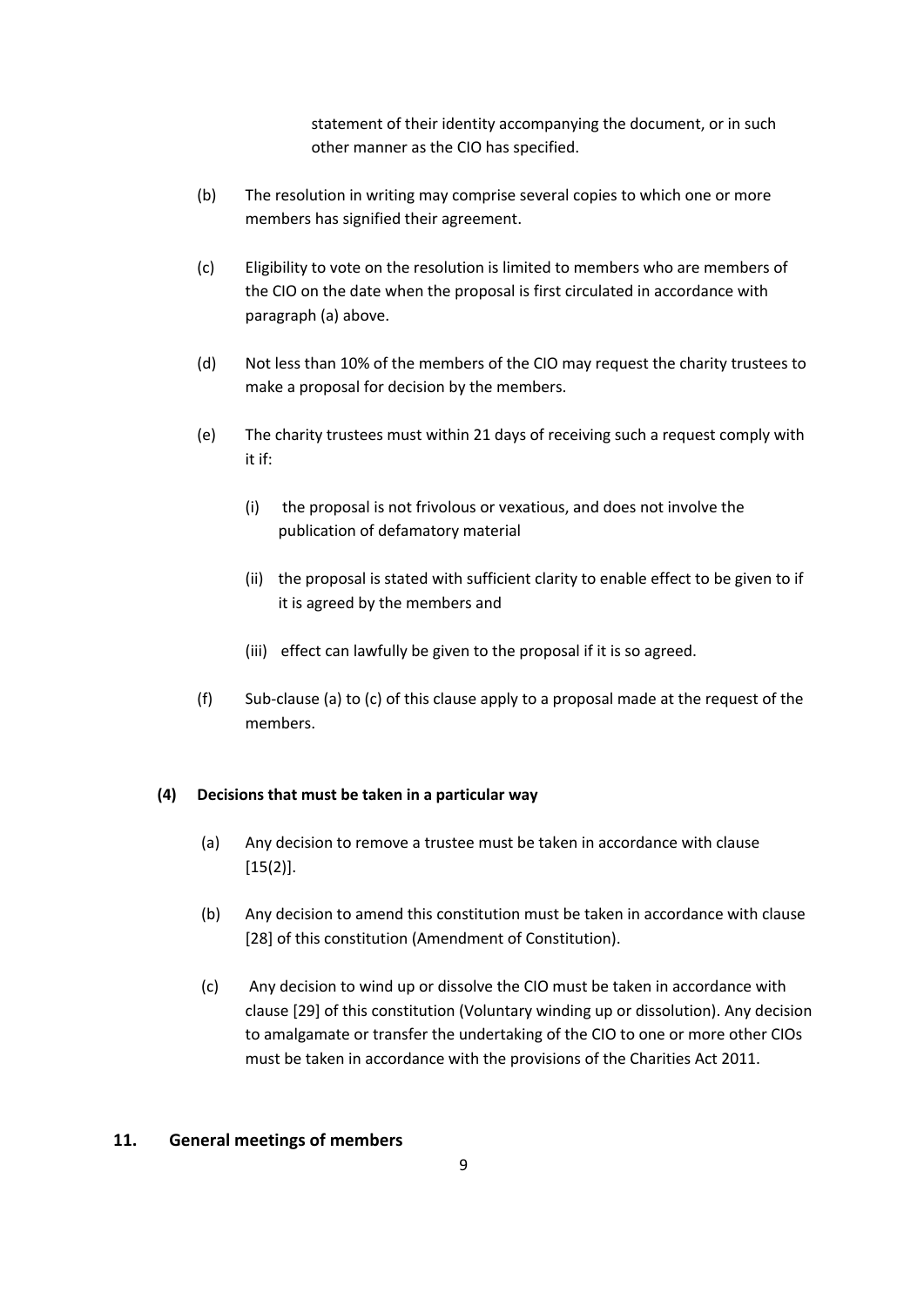statement of their identity accompanying the document, or in such other manner as the CIO has specified.

(b) The resolution in writing may comprise several copies to which one or more members has signified their agreement.

(c) Eligibility to vote on the resolution is limited to members who are members of the CIO on the date when the proposal is first circulated in accordance with paragraph (a) above.

(d) Not less than 10% of the members of the CIO may request the charity trustees to make a proposal for decision by the members.

(e) The charity trustees must within 21 days of receiving such a request comply with it if:

   (i) the proposal is not frivolous or vexatious, and does not involve the publication of defamatory material

   (ii) the proposal is stated with sufficient clarity to enable effect to be given to if it is agreed by the members and

   (iii) effect can lawfully be given to the proposal if it is so agreed.

(f) Sub-clause (a) to (c) of this clause apply to a proposal made at the request of the members.

**(4) Decisions that must be taken in a particular way**

(a) Any decision to remove a trustee must be taken in accordance with clause [15(2)].

(b) Any decision to amend this constitution must be taken in accordance with clause [28] of this constitution (Amendment of Constitution).

(c) Any decision to wind up or dissolve the CIO must be taken in accordance with clause [29] of this constitution (Voluntary winding up or dissolution). Any decision to amalgamate or transfer the undertaking of the CIO to one or more other CIOs must be taken in accordance with the provisions of the Charities Act 2011.

## 11. General meetings of members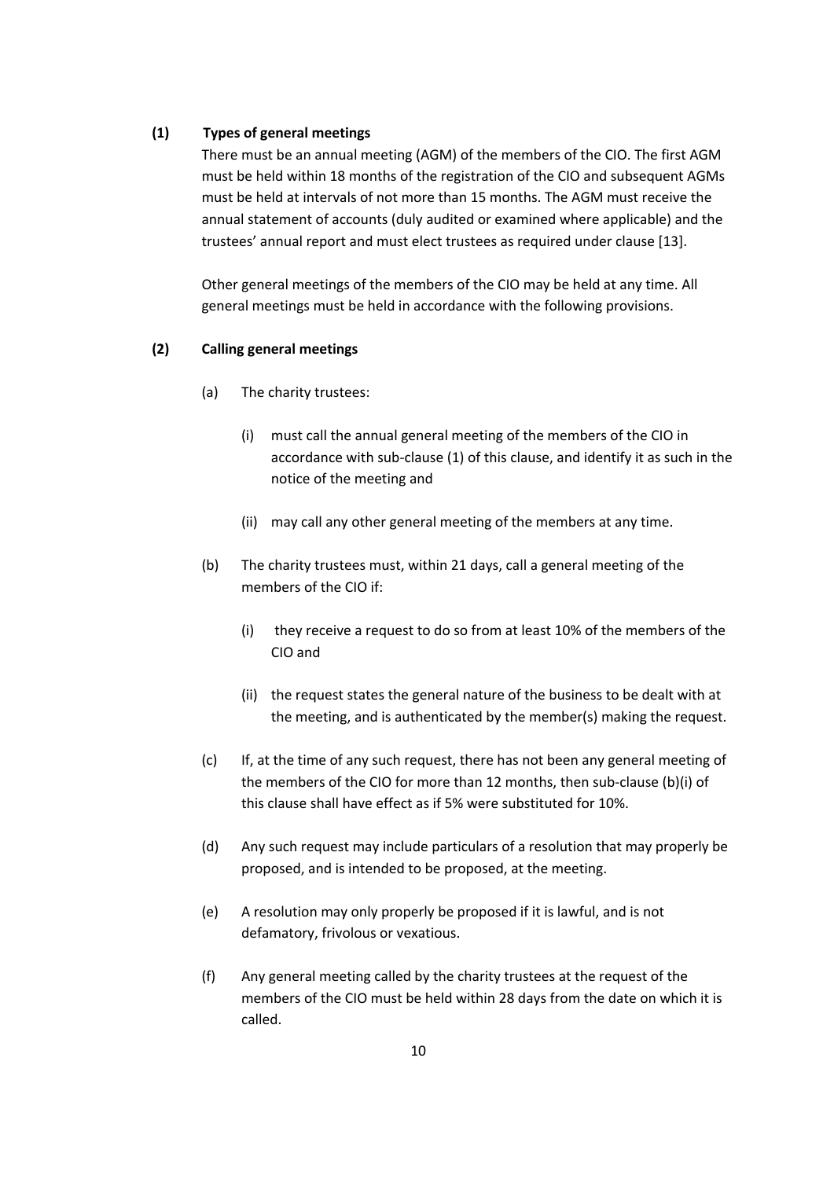**(1) Types of general meetings**

There must be an annual meeting (AGM) of the members of the CIO. The first AGM must be held within 18 months of the registration of the CIO and subsequent AGMs must be held at intervals of not more than 15 months. The AGM must receive the annual statement of accounts (duly audited or examined where applicable) and the trustees' annual report and must elect trustees as required under clause [13].

Other general meetings of the members of the CIO may be held at any time. All general meetings must be held in accordance with the following provisions.

**(2) Calling general meetings**

(a) The charity trustees:

(i) must call the annual general meeting of the members of the CIO in accordance with sub-clause (1) of this clause, and identify it as such in the notice of the meeting and

(ii) may call any other general meeting of the members at any time.

(b) The charity trustees must, within 21 days, call a general meeting of the members of the CIO if:

(i) they receive a request to do so from at least 10% of the members of the CIO and

(ii) the request states the general nature of the business to be dealt with at the meeting, and is authenticated by the member(s) making the request.

(c) If, at the time of any such request, there has not been any general meeting of the members of the CIO for more than 12 months, then sub-clause (b)(i) of this clause shall have effect as if 5% were substituted for 10%.

(d) Any such request may include particulars of a resolution that may properly be proposed, and is intended to be proposed, at the meeting.

(e) A resolution may only properly be proposed if it is lawful, and is not defamatory, frivolous or vexatious.

(f) Any general meeting called by the charity trustees at the request of the members of the CIO must be held within 28 days from the date on which it is called.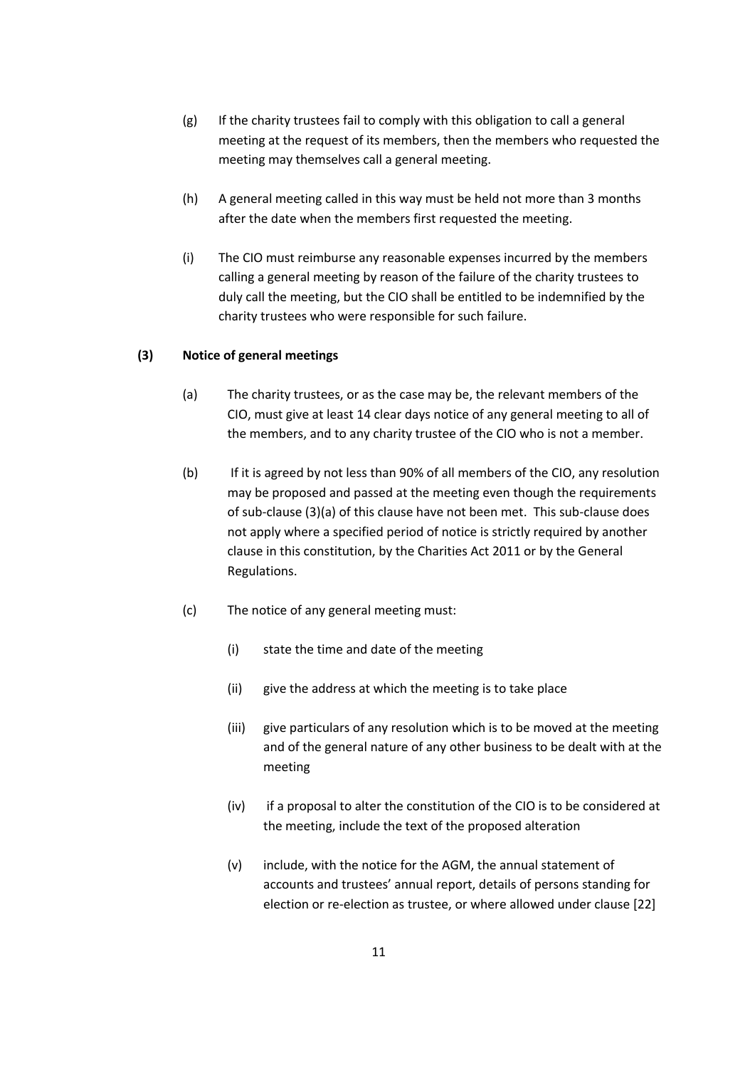(g) If the charity trustees fail to comply with this obligation to call a general meeting at the request of its members, then the members who requested the meeting may themselves call a general meeting.

(h) A general meeting called in this way must be held not more than 3 months after the date when the members first requested the meeting.

(i) The CIO must reimburse any reasonable expenses incurred by the members calling a general meeting by reason of the failure of the charity trustees to duly call the meeting, but the CIO shall be entitled to be indemnified by the charity trustees who were responsible for such failure.

**(3) Notice of general meetings**

(a) The charity trustees, or as the case may be, the relevant members of the CIO, must give at least 14 clear days notice of any general meeting to all of the members, and to any charity trustee of the CIO who is not a member.

(b) If it is agreed by not less than 90% of all members of the CIO, any resolution may be proposed and passed at the meeting even though the requirements of sub-clause (3)(a) of this clause have not been met. This sub-clause does not apply where a specified period of notice is strictly required by another clause in this constitution, by the Charities Act 2011 or by the General Regulations.

(c) The notice of any general meeting must:

(i) state the time and date of the meeting

(ii) give the address at which the meeting is to take place

(iii) give particulars of any resolution which is to be moved at the meeting and of the general nature of any other business to be dealt with at the meeting

(iv) if a proposal to alter the constitution of the CIO is to be considered at the meeting, include the text of the proposed alteration

(v) include, with the notice for the AGM, the annual statement of accounts and trustees' annual report, details of persons standing for election or re-election as trustee, or where allowed under clause [22]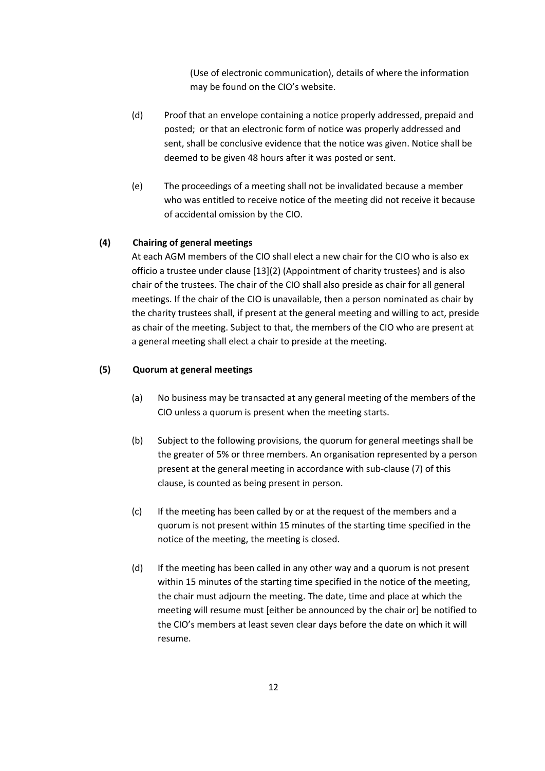(Use of electronic communication), details of where the information may be found on the CIO's website.

(d) Proof that an envelope containing a notice properly addressed, prepaid and posted; or that an electronic form of notice was properly addressed and sent, shall be conclusive evidence that the notice was given. Notice shall be deemed to be given 48 hours after it was posted or sent.

(e) The proceedings of a meeting shall not be invalidated because a member who was entitled to receive notice of the meeting did not receive it because of accidental omission by the CIO.

**(4) Chairing of general meetings**

At each AGM members of the CIO shall elect a new chair for the CIO who is also ex officio a trustee under clause [13](2) (Appointment of charity trustees) and is also chair of the trustees. The chair of the CIO shall also preside as chair for all general meetings. If the chair of the CIO is unavailable, then a person nominated as chair by the charity trustees shall, if present at the general meeting and willing to act, preside as chair of the meeting. Subject to that, the members of the CIO who are present at a general meeting shall elect a chair to preside at the meeting.

**(5) Quorum at general meetings**

(a) No business may be transacted at any general meeting of the members of the CIO unless a quorum is present when the meeting starts.

(b) Subject to the following provisions, the quorum for general meetings shall be the greater of 5% or three members. An organisation represented by a person present at the general meeting in accordance with sub-clause (7) of this clause, is counted as being present in person.

(c) If the meeting has been called by or at the request of the members and a quorum is not present within 15 minutes of the starting time specified in the notice of the meeting, the meeting is closed.

(d) If the meeting has been called in any other way and a quorum is not present within 15 minutes of the starting time specified in the notice of the meeting, the chair must adjourn the meeting. The date, time and place at which the meeting will resume must [either be announced by the chair or] be notified to the CIO's members at least seven clear days before the date on which it will resume.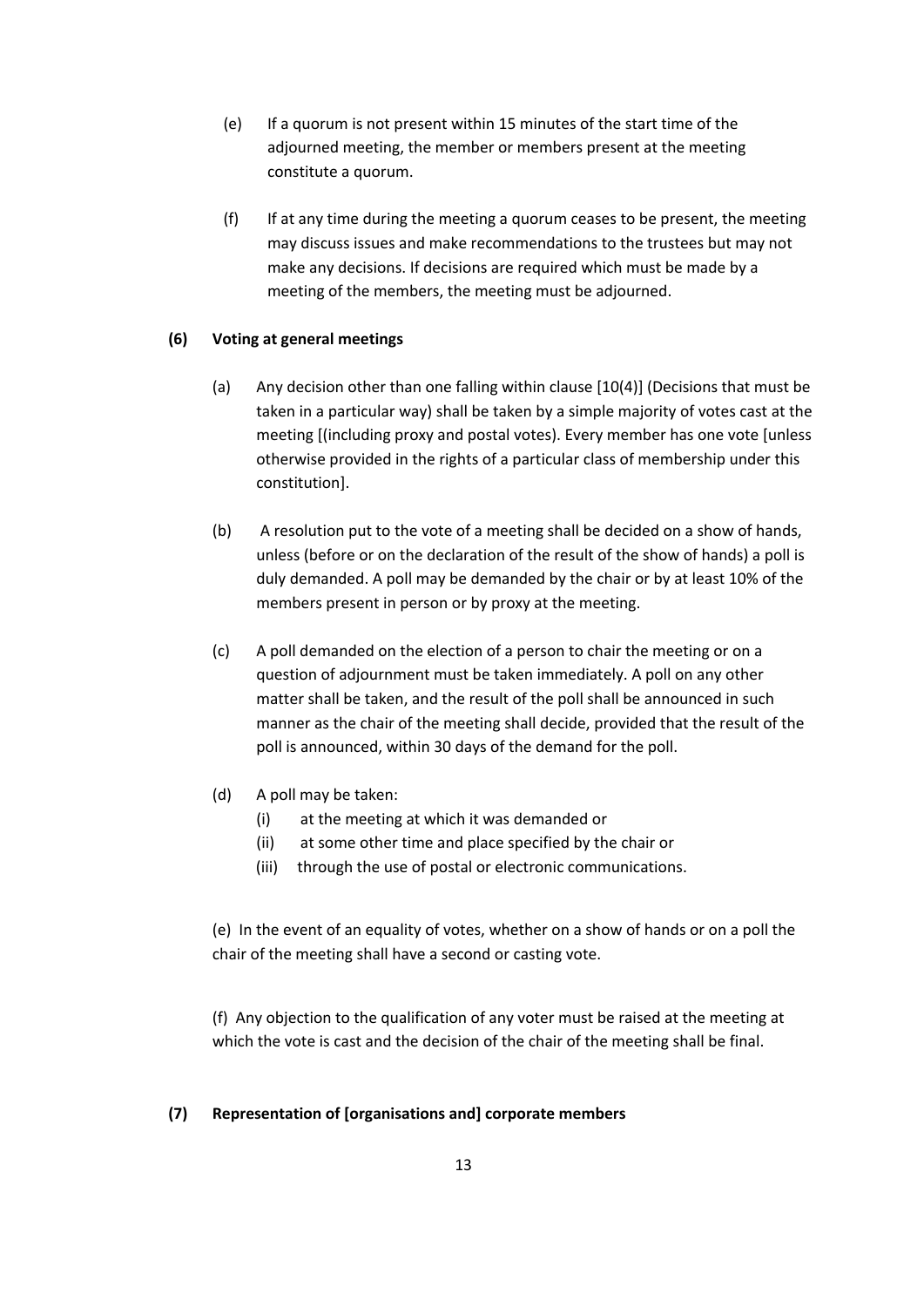(e) If a quorum is not present within 15 minutes of the start time of the adjourned meeting, the member or members present at the meeting constitute a quorum.

(f) If at any time during the meeting a quorum ceases to be present, the meeting may discuss issues and make recommendations to the trustees but may not make any decisions. If decisions are required which must be made by a meeting of the members, the meeting must be adjourned.

**(6) Voting at general meetings**

(a) Any decision other than one falling within clause [10(4)] (Decisions that must be taken in a particular way) shall be taken by a simple majority of votes cast at the meeting [(including proxy and postal votes). Every member has one vote [unless otherwise provided in the rights of a particular class of membership under this constitution].

(b) A resolution put to the vote of a meeting shall be decided on a show of hands, unless (before or on the declaration of the result of the show of hands) a poll is duly demanded. A poll may be demanded by the chair or by at least 10% of the members present in person or by proxy at the meeting.

(c) A poll demanded on the election of a person to chair the meeting or on a question of adjournment must be taken immediately. A poll on any other matter shall be taken, and the result of the poll shall be announced in such manner as the chair of the meeting shall decide, provided that the result of the poll is announced, within 30 days of the demand for the poll.

(d) A poll may be taken:
   (i) at the meeting at which it was demanded or
   (ii) at some other time and place specified by the chair or
   (iii) through the use of postal or electronic communications.

(e) In the event of an equality of votes, whether on a show of hands or on a poll the chair of the meeting shall have a second or casting vote.

(f) Any objection to the qualification of any voter must be raised at the meeting at which the vote is cast and the decision of the chair of the meeting shall be final.

**(7) Representation of [organisations and] corporate members**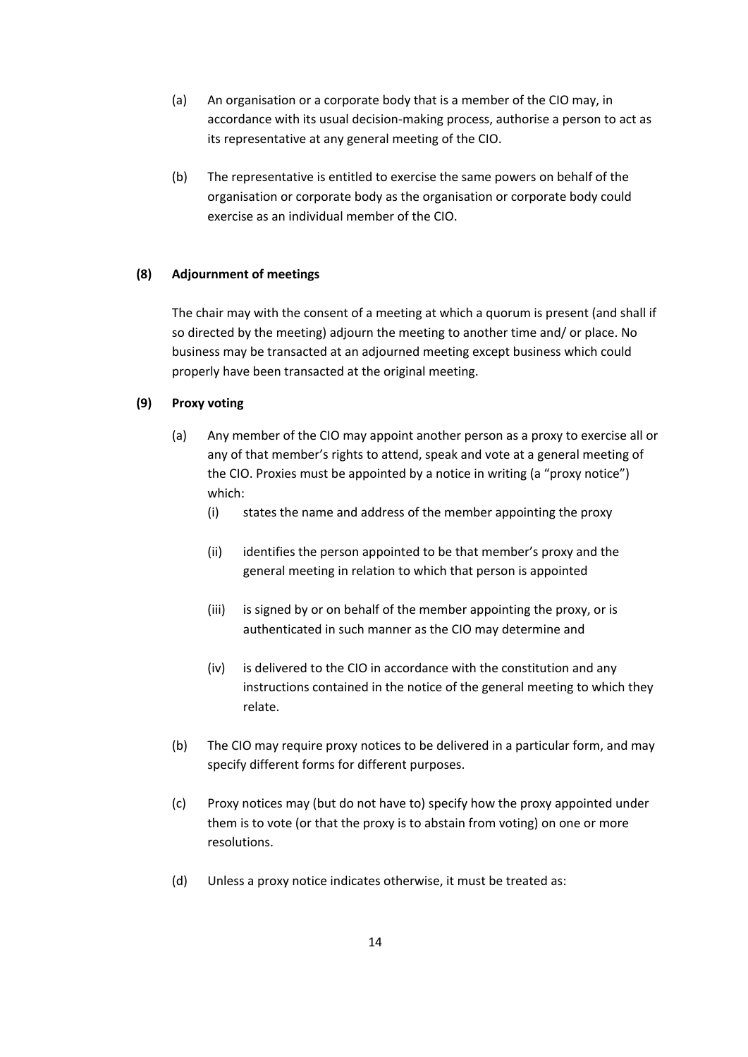(a) An organisation or a corporate body that is a member of the CIO may, in accordance with its usual decision-making process, authorise a person to act as its representative at any general meeting of the CIO.

(b) The representative is entitled to exercise the same powers on behalf of the organisation or corporate body as the organisation or corporate body could exercise as an individual member of the CIO.

**(8) Adjournment of meetings**

The chair may with the consent of a meeting at which a quorum is present (and shall if so directed by the meeting) adjourn the meeting to another time and/ or place. No business may be transacted at an adjourned meeting except business which could properly have been transacted at the original meeting.

**(9) Proxy voting**

(a) Any member of the CIO may appoint another person as a proxy to exercise all or any of that member's rights to attend, speak and vote at a general meeting of the CIO. Proxies must be appointed by a notice in writing (a "proxy notice") which:

  (i) states the name and address of the member appointing the proxy

  (ii) identifies the person appointed to be that member's proxy and the general meeting in relation to which that person is appointed

  (iii) is signed by or on behalf of the member appointing the proxy, or is authenticated in such manner as the CIO may determine and

  (iv) is delivered to the CIO in accordance with the constitution and any instructions contained in the notice of the general meeting to which they relate.

(b) The CIO may require proxy notices to be delivered in a particular form, and may specify different forms for different purposes.

(c) Proxy notices may (but do not have to) specify how the proxy appointed under them is to vote (or that the proxy is to abstain from voting) on one or more resolutions.

(d) Unless a proxy notice indicates otherwise, it must be treated as: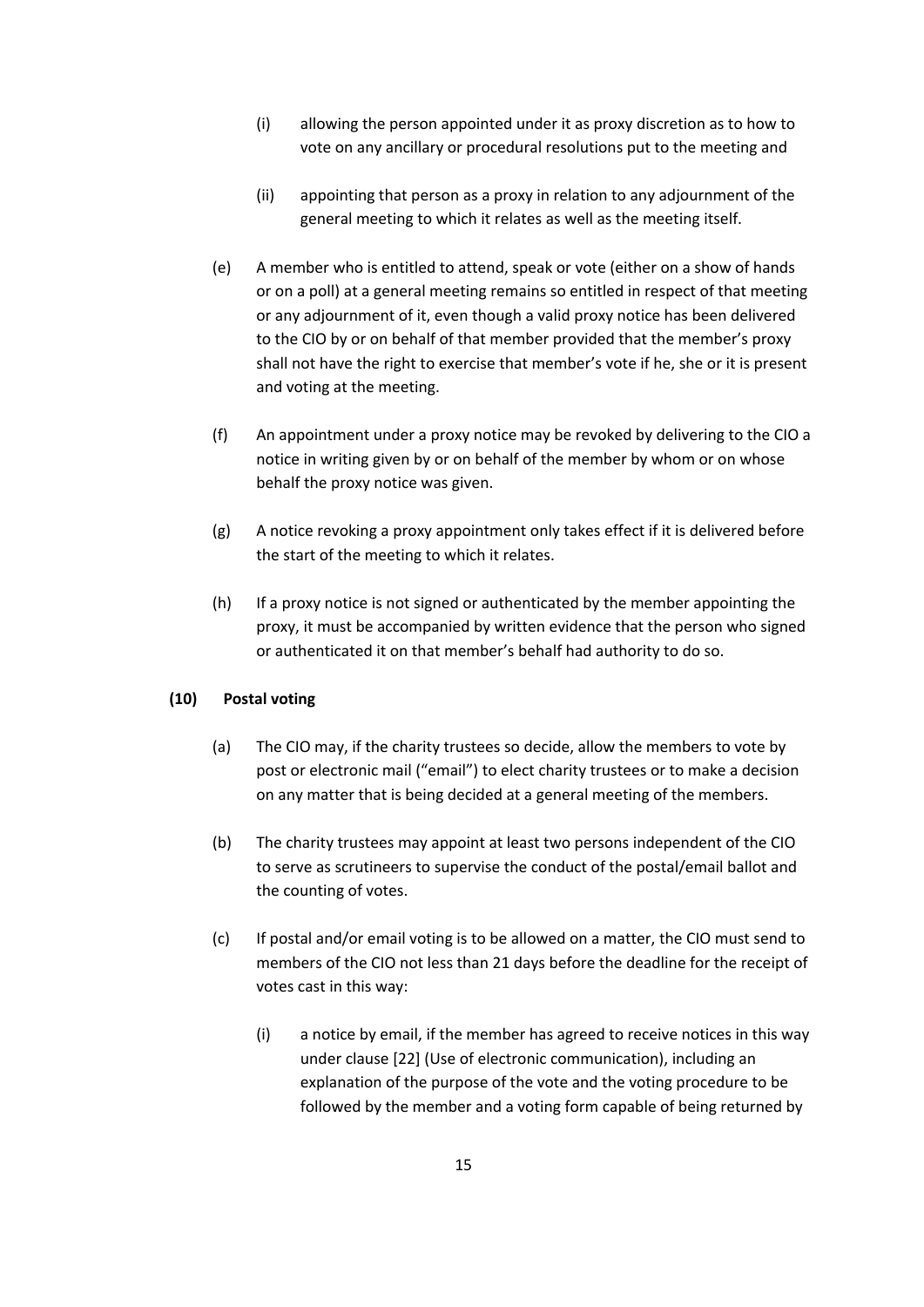(i) allowing the person appointed under it as proxy discretion as to how to vote on any ancillary or procedural resolutions put to the meeting and

(ii) appointing that person as a proxy in relation to any adjournment of the general meeting to which it relates as well as the meeting itself.

(e) A member who is entitled to attend, speak or vote (either on a show of hands or on a poll) at a general meeting remains so entitled in respect of that meeting or any adjournment of it, even though a valid proxy notice has been delivered to the CIO by or on behalf of that member provided that the member's proxy shall not have the right to exercise that member's vote if he, she or it is present and voting at the meeting.

(f) An appointment under a proxy notice may be revoked by delivering to the CIO a notice in writing given by or on behalf of the member by whom or on whose behalf the proxy notice was given.

(g) A notice revoking a proxy appointment only takes effect if it is delivered before the start of the meeting to which it relates.

(h) If a proxy notice is not signed or authenticated by the member appointing the proxy, it must be accompanied by written evidence that the person who signed or authenticated it on that member's behalf had authority to do so.

**(10) Postal voting**

(a) The CIO may, if the charity trustees so decide, allow the members to vote by post or electronic mail ("email") to elect charity trustees or to make a decision on any matter that is being decided at a general meeting of the members.

(b) The charity trustees may appoint at least two persons independent of the CIO to serve as scrutineers to supervise the conduct of the postal/email ballot and the counting of votes.

(c) If postal and/or email voting is to be allowed on a matter, the CIO must send to members of the CIO not less than 21 days before the deadline for the receipt of votes cast in this way:

(i) a notice by email, if the member has agreed to receive notices in this way under clause [22] (Use of electronic communication), including an explanation of the purpose of the vote and the voting procedure to be followed by the member and a voting form capable of being returned by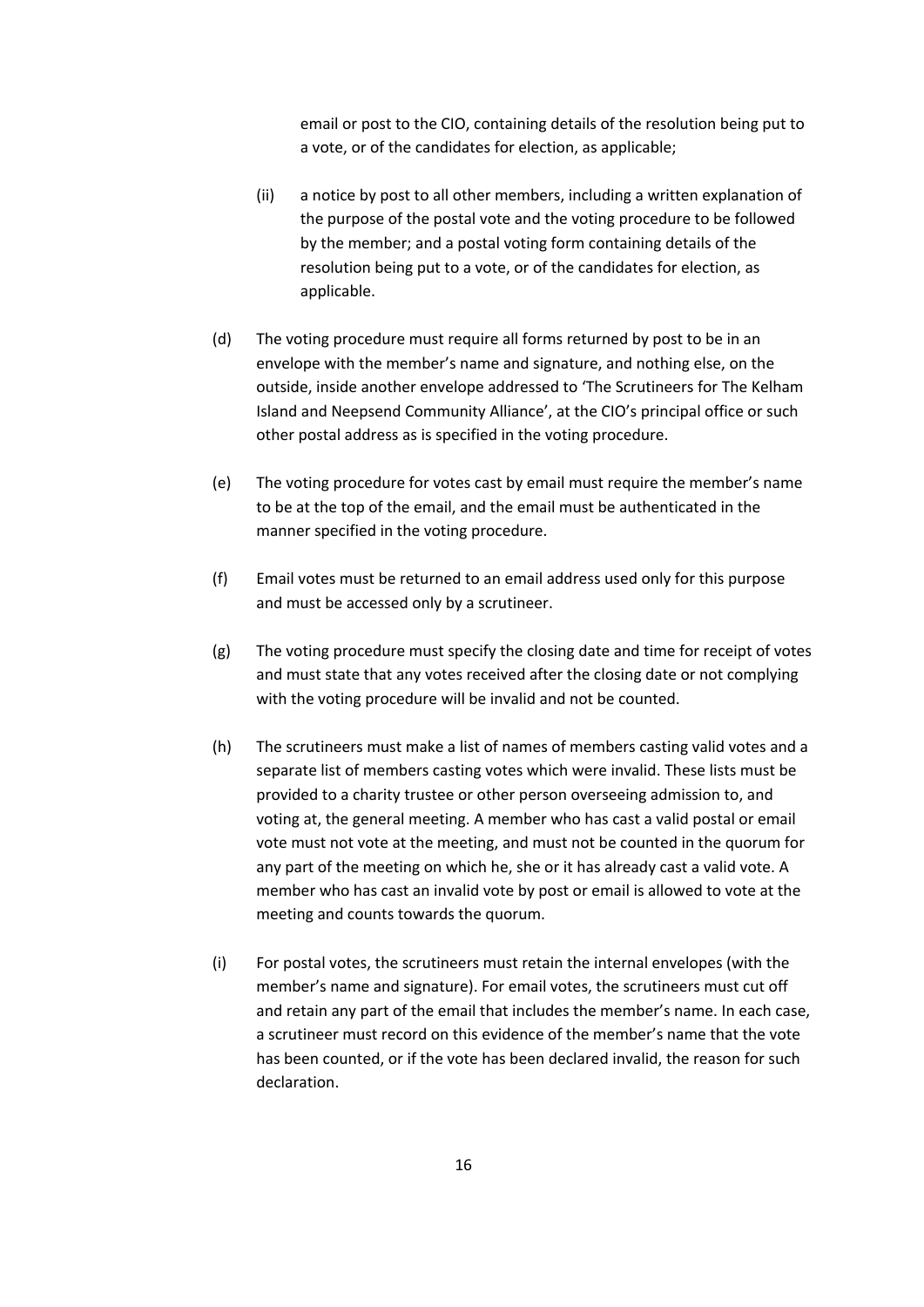email or post to the CIO, containing details of the resolution being put to a vote, or of the candidates for election, as applicable;

(ii) a notice by post to all other members, including a written explanation of the purpose of the postal vote and the voting procedure to be followed by the member; and a postal voting form containing details of the resolution being put to a vote, or of the candidates for election, as applicable.

(d) The voting procedure must require all forms returned by post to be in an envelope with the member's name and signature, and nothing else, on the outside, inside another envelope addressed to 'The Scrutineers for The Kelham Island and Neepsend Community Alliance', at the CIO's principal office or such other postal address as is specified in the voting procedure.

(e) The voting procedure for votes cast by email must require the member's name to be at the top of the email, and the email must be authenticated in the manner specified in the voting procedure.

(f) Email votes must be returned to an email address used only for this purpose and must be accessed only by a scrutineer.

(g) The voting procedure must specify the closing date and time for receipt of votes and must state that any votes received after the closing date or not complying with the voting procedure will be invalid and not be counted.

(h) The scrutineers must make a list of names of members casting valid votes and a separate list of members casting votes which were invalid. These lists must be provided to a charity trustee or other person overseeing admission to, and voting at, the general meeting. A member who has cast a valid postal or email vote must not vote at the meeting, and must not be counted in the quorum for any part of the meeting on which he, she or it has already cast a valid vote. A member who has cast an invalid vote by post or email is allowed to vote at the meeting and counts towards the quorum.

(i) For postal votes, the scrutineers must retain the internal envelopes (with the member's name and signature). For email votes, the scrutineers must cut off and retain any part of the email that includes the member's name. In each case, a scrutineer must record on this evidence of the member's name that the vote has been counted, or if the vote has been declared invalid, the reason for such declaration.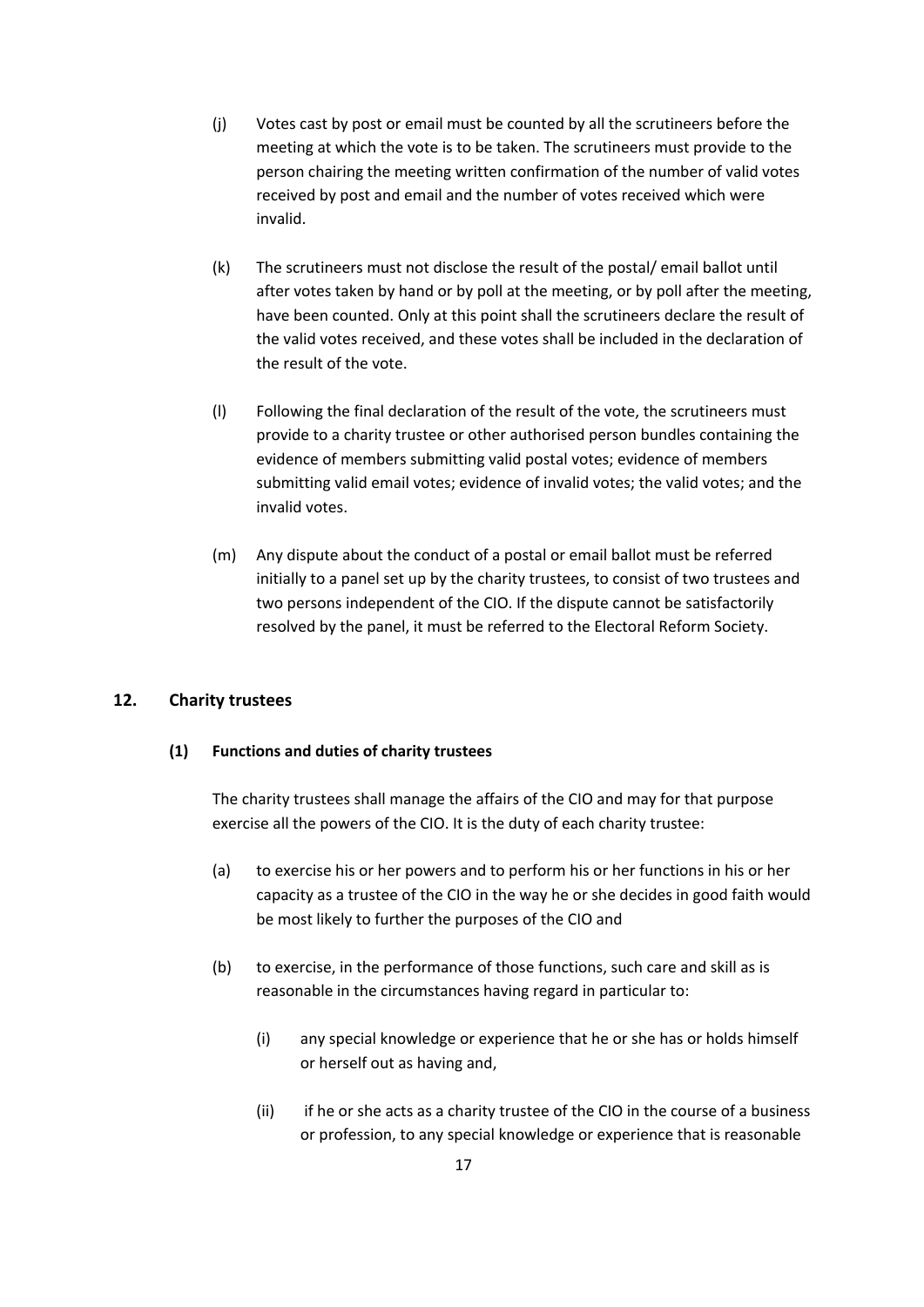(j) Votes cast by post or email must be counted by all the scrutineers before the meeting at which the vote is to be taken. The scrutineers must provide to the person chairing the meeting written confirmation of the number of valid votes received by post and email and the number of votes received which were invalid.

(k) The scrutineers must not disclose the result of the postal/ email ballot until after votes taken by hand or by poll at the meeting, or by poll after the meeting, have been counted. Only at this point shall the scrutineers declare the result of the valid votes received, and these votes shall be included in the declaration of the result of the vote.

(l) Following the final declaration of the result of the vote, the scrutineers must provide to a charity trustee or other authorised person bundles containing the evidence of members submitting valid postal votes; evidence of members submitting valid email votes; evidence of invalid votes; the valid votes; and the invalid votes.

(m) Any dispute about the conduct of a postal or email ballot must be referred initially to a panel set up by the charity trustees, to consist of two trustees and two persons independent of the CIO. If the dispute cannot be satisfactorily resolved by the panel, it must be referred to the Electoral Reform Society.

## 12. Charity trustees

### (1) Functions and duties of charity trustees

The charity trustees shall manage the affairs of the CIO and may for that purpose exercise all the powers of the CIO. It is the duty of each charity trustee:

(a) to exercise his or her powers and to perform his or her functions in his or her capacity as a trustee of the CIO in the way he or she decides in good faith would be most likely to further the purposes of the CIO and

(b) to exercise, in the performance of those functions, such care and skill as is reasonable in the circumstances having regard in particular to:

(i) any special knowledge or experience that he or she has or holds himself or herself out as having and,

(ii) if he or she acts as a charity trustee of the CIO in the course of a business or profession, to any special knowledge or experience that is reasonable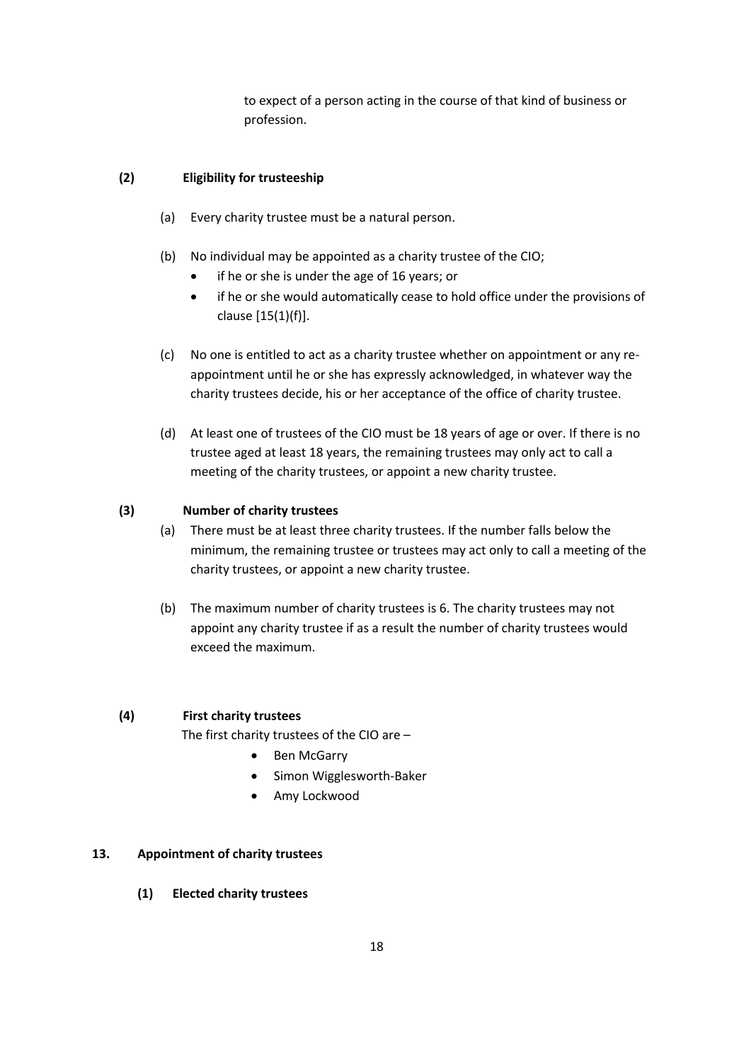to expect of a person acting in the course of that kind of business or profession.

**(2) Eligibility for trusteeship**

(a) Every charity trustee must be a natural person.

(b) No individual may be appointed as a charity trustee of the CIO;

- if he or she is under the age of 16 years; or
- if he or she would automatically cease to hold office under the provisions of clause [15(1)(f)].

(c) No one is entitled to act as a charity trustee whether on appointment or any re-appointment until he or she has expressly acknowledged, in whatever way the charity trustees decide, his or her acceptance of the office of charity trustee.

(d) At least one of trustees of the CIO must be 18 years of age or over. If there is no trustee aged at least 18 years, the remaining trustees may only act to call a meeting of the charity trustees, or appoint a new charity trustee.

**(3) Number of charity trustees**

(a) There must be at least three charity trustees. If the number falls below the minimum, the remaining trustee or trustees may act only to call a meeting of the charity trustees, or appoint a new charity trustee.

(b) The maximum number of charity trustees is 6. The charity trustees may not appoint any charity trustee if as a result the number of charity trustees would exceed the maximum.

**(4) First charity trustees**

The first charity trustees of the CIO are –

- Ben McGarry
- Simon Wigglesworth-Baker
- Amy Lockwood

**13. Appointment of charity trustees**

**(1) Elected charity trustees**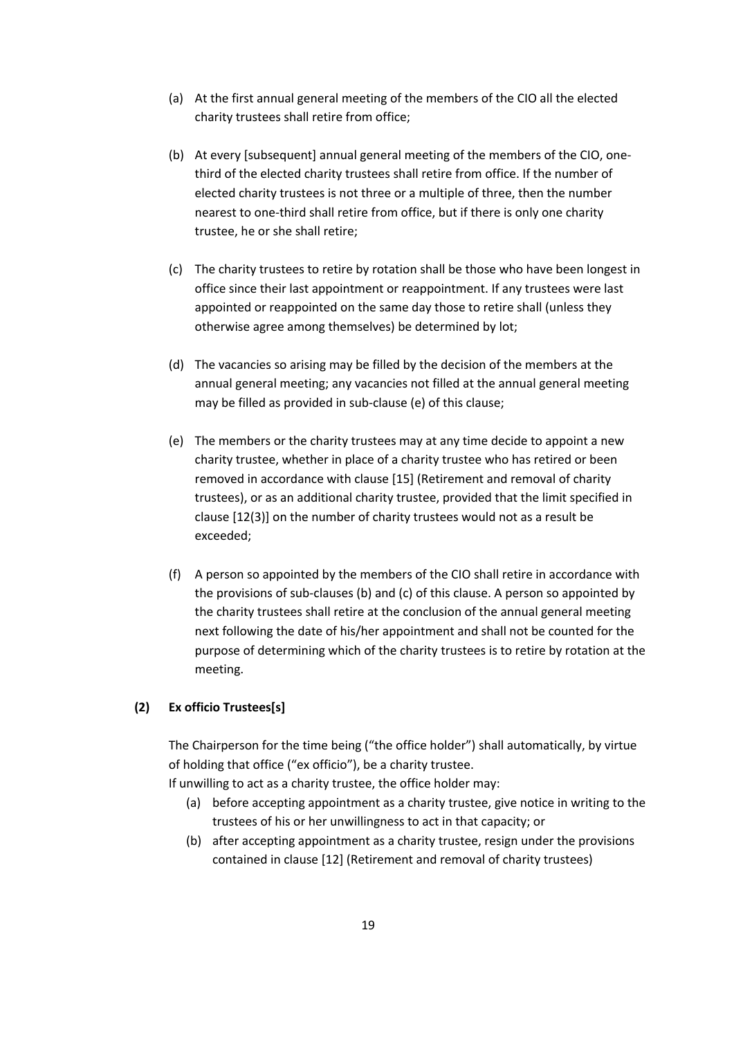(a) At the first annual general meeting of the members of the CIO all the elected charity trustees shall retire from office;

(b) At every [subsequent] annual general meeting of the members of the CIO, one-third of the elected charity trustees shall retire from office. If the number of elected charity trustees is not three or a multiple of three, then the number nearest to one-third shall retire from office, but if there is only one charity trustee, he or she shall retire;

(c) The charity trustees to retire by rotation shall be those who have been longest in office since their last appointment or reappointment. If any trustees were last appointed or reappointed on the same day those to retire shall (unless they otherwise agree among themselves) be determined by lot;

(d) The vacancies so arising may be filled by the decision of the members at the annual general meeting; any vacancies not filled at the annual general meeting may be filled as provided in sub-clause (e) of this clause;

(e) The members or the charity trustees may at any time decide to appoint a new charity trustee, whether in place of a charity trustee who has retired or been removed in accordance with clause [15] (Retirement and removal of charity trustees), or as an additional charity trustee, provided that the limit specified in clause [12(3)] on the number of charity trustees would not as a result be exceeded;

(f) A person so appointed by the members of the CIO shall retire in accordance with the provisions of sub-clauses (b) and (c) of this clause. A person so appointed by the charity trustees shall retire at the conclusion of the annual general meeting next following the date of his/her appointment and shall not be counted for the purpose of determining which of the charity trustees is to retire by rotation at the meeting.

**(2) Ex officio Trustees[s]**

The Chairperson for the time being ("the office holder") shall automatically, by virtue of holding that office ("ex officio"), be a charity trustee.
If unwilling to act as a charity trustee, the office holder may:

(a) before accepting appointment as a charity trustee, give notice in writing to the trustees of his or her unwillingness to act in that capacity; or
(b) after accepting appointment as a charity trustee, resign under the provisions contained in clause [12] (Retirement and removal of charity trustees)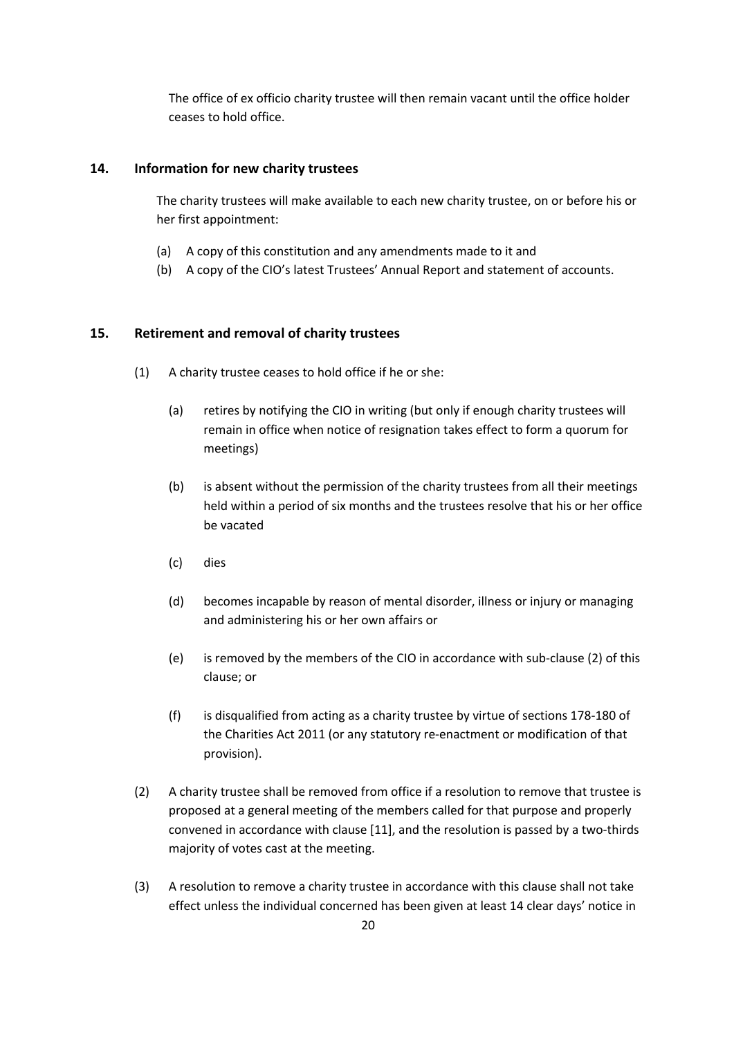The office of ex officio charity trustee will then remain vacant until the office holder ceases to hold office.

## 14. Information for new charity trustees

The charity trustees will make available to each new charity trustee, on or before his or her first appointment:

(a) A copy of this constitution and any amendments made to it and

(b) A copy of the CIO's latest Trustees' Annual Report and statement of accounts.

## 15. Retirement and removal of charity trustees

(1) A charity trustee ceases to hold office if he or she:

(a) retires by notifying the CIO in writing (but only if enough charity trustees will remain in office when notice of resignation takes effect to form a quorum for meetings)

(b) is absent without the permission of the charity trustees from all their meetings held within a period of six months and the trustees resolve that his or her office be vacated

(c) dies

(d) becomes incapable by reason of mental disorder, illness or injury or managing and administering his or her own affairs or

(e) is removed by the members of the CIO in accordance with sub-clause (2) of this clause; or

(f) is disqualified from acting as a charity trustee by virtue of sections 178-180 of the Charities Act 2011 (or any statutory re-enactment or modification of that provision).

(2) A charity trustee shall be removed from office if a resolution to remove that trustee is proposed at a general meeting of the members called for that purpose and properly convened in accordance with clause [11], and the resolution is passed by a two-thirds majority of votes cast at the meeting.

(3) A resolution to remove a charity trustee in accordance with this clause shall not take effect unless the individual concerned has been given at least 14 clear days' notice in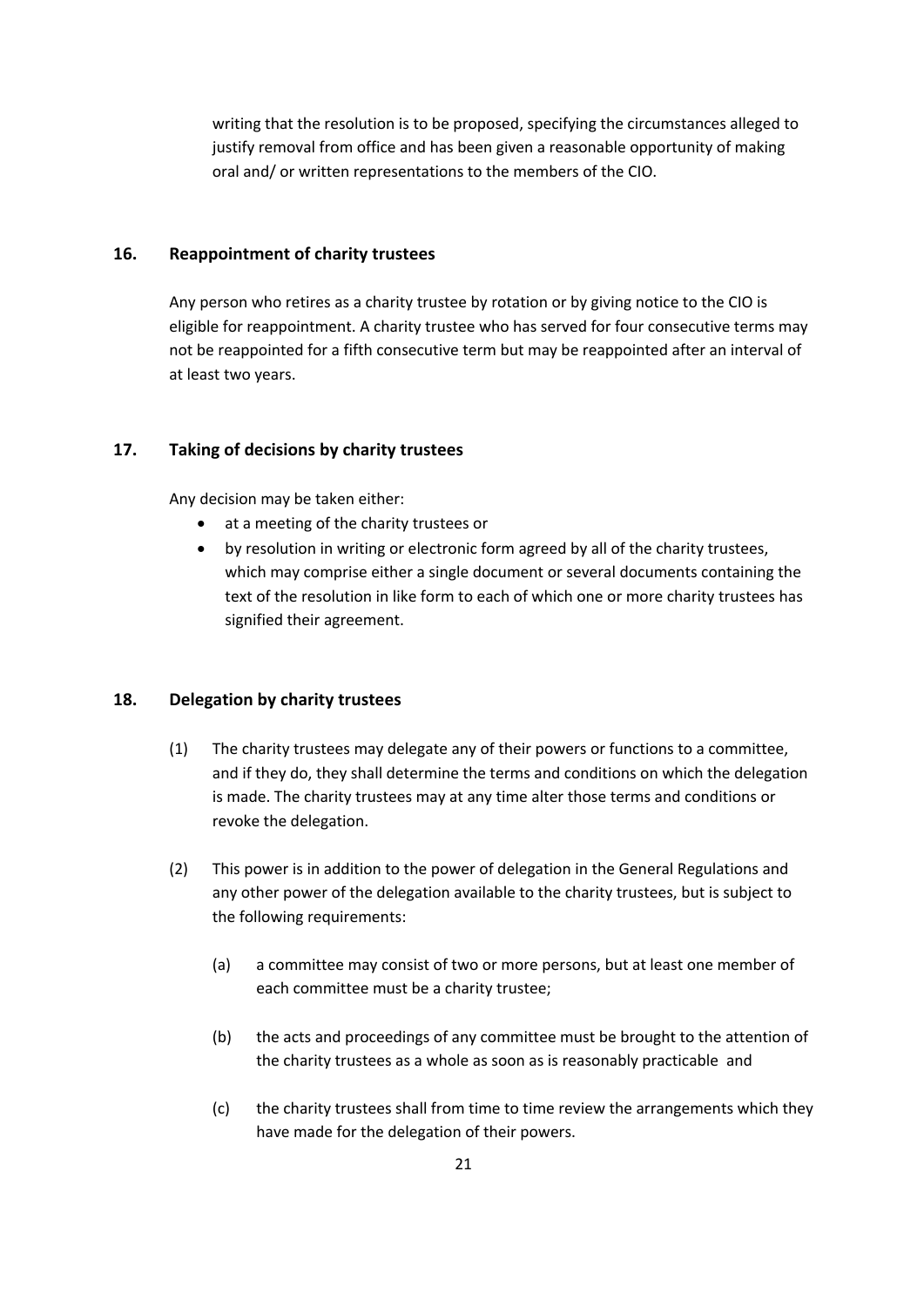writing that the resolution is to be proposed, specifying the circumstances alleged to justify removal from office and has been given a reasonable opportunity of making oral and/ or written representations to the members of the CIO.

## 16. Reappointment of charity trustees

Any person who retires as a charity trustee by rotation or by giving notice to the CIO is eligible for reappointment. A charity trustee who has served for four consecutive terms may not be reappointed for a fifth consecutive term but may be reappointed after an interval of at least two years.

## 17. Taking of decisions by charity trustees

Any decision may be taken either:

- at a meeting of the charity trustees or
- by resolution in writing or electronic form agreed by all of the charity trustees, which may comprise either a single document or several documents containing the text of the resolution in like form to each of which one or more charity trustees has signified their agreement.

## 18. Delegation by charity trustees

(1) The charity trustees may delegate any of their powers or functions to a committee, and if they do, they shall determine the terms and conditions on which the delegation is made. The charity trustees may at any time alter those terms and conditions or revoke the delegation.

(2) This power is in addition to the power of delegation in the General Regulations and any other power of the delegation available to the charity trustees, but is subject to the following requirements:

(a) a committee may consist of two or more persons, but at least one member of each committee must be a charity trustee;

(b) the acts and proceedings of any committee must be brought to the attention of the charity trustees as a whole as soon as is reasonably practicable and

(c) the charity trustees shall from time to time review the arrangements which they have made for the delegation of their powers.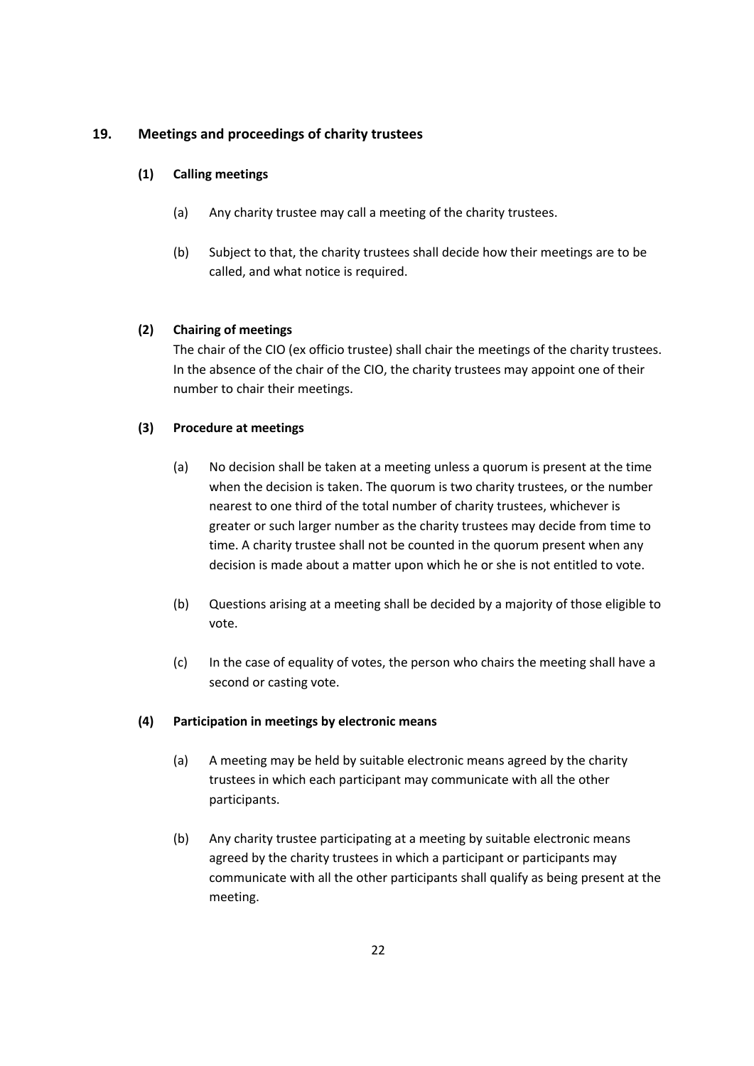## 19. Meetings and proceedings of charity trustees

### (1) Calling meetings

(a) Any charity trustee may call a meeting of the charity trustees.

(b) Subject to that, the charity trustees shall decide how their meetings are to be called, and what notice is required.

### (2) Chairing of meetings

The chair of the CIO (ex officio trustee) shall chair the meetings of the charity trustees. In the absence of the chair of the CIO, the charity trustees may appoint one of their number to chair their meetings.

### (3) Procedure at meetings

(a) No decision shall be taken at a meeting unless a quorum is present at the time when the decision is taken. The quorum is two charity trustees, or the number nearest to one third of the total number of charity trustees, whichever is greater or such larger number as the charity trustees may decide from time to time. A charity trustee shall not be counted in the quorum present when any decision is made about a matter upon which he or she is not entitled to vote.

(b) Questions arising at a meeting shall be decided by a majority of those eligible to vote.

(c) In the case of equality of votes, the person who chairs the meeting shall have a second or casting vote.

### (4) Participation in meetings by electronic means

(a) A meeting may be held by suitable electronic means agreed by the charity trustees in which each participant may communicate with all the other participants.

(b) Any charity trustee participating at a meeting by suitable electronic means agreed by the charity trustees in which a participant or participants may communicate with all the other participants shall qualify as being present at the meeting.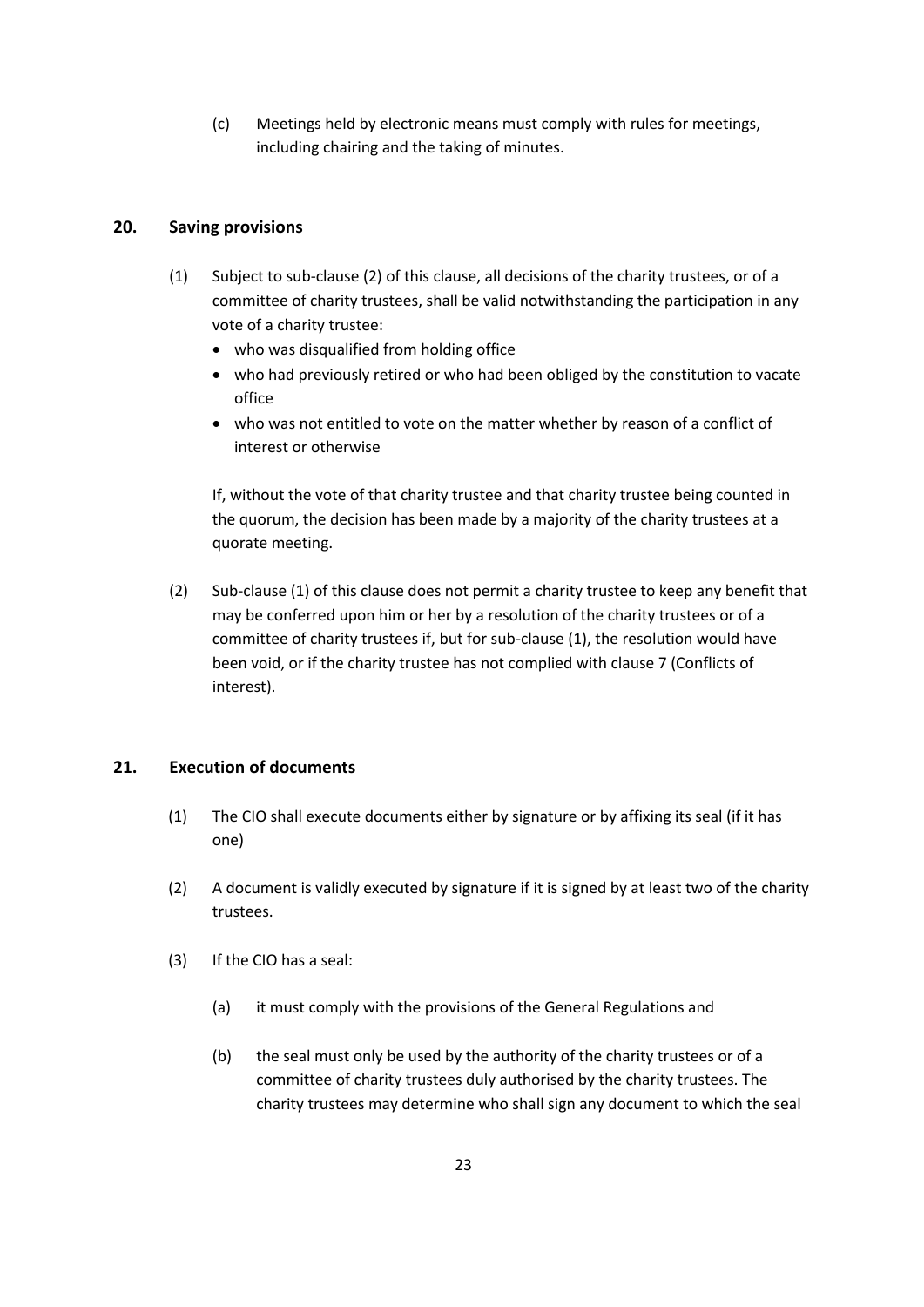(c) Meetings held by electronic means must comply with rules for meetings, including chairing and the taking of minutes.

## 20. Saving provisions

(1) Subject to sub-clause (2) of this clause, all decisions of the charity trustees, or of a committee of charity trustees, shall be valid notwithstanding the participation in any vote of a charity trustee:

- who was disqualified from holding office
- who had previously retired or who had been obliged by the constitution to vacate office
- who was not entitled to vote on the matter whether by reason of a conflict of interest or otherwise

If, without the vote of that charity trustee and that charity trustee being counted in the quorum, the decision has been made by a majority of the charity trustees at a quorate meeting.

(2) Sub-clause (1) of this clause does not permit a charity trustee to keep any benefit that may be conferred upon him or her by a resolution of the charity trustees or of a committee of charity trustees if, but for sub-clause (1), the resolution would have been void, or if the charity trustee has not complied with clause 7 (Conflicts of interest).

## 21. Execution of documents

(1) The CIO shall execute documents either by signature or by affixing its seal (if it has one)

(2) A document is validly executed by signature if it is signed by at least two of the charity trustees.

(3) If the CIO has a seal:

(a) it must comply with the provisions of the General Regulations and

(b) the seal must only be used by the authority of the charity trustees or of a committee of charity trustees duly authorised by the charity trustees. The charity trustees may determine who shall sign any document to which the seal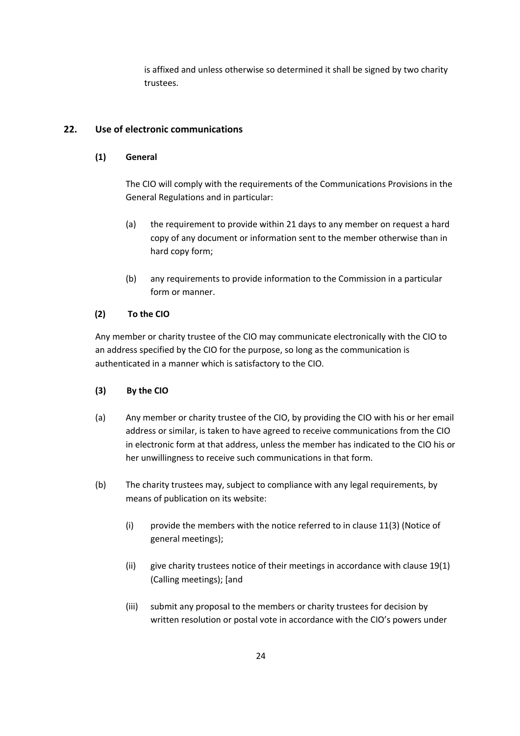is affixed and unless otherwise so determined it shall be signed by two charity trustees.

## 22. Use of electronic communications

### (1) General

The CIO will comply with the requirements of the Communications Provisions in the General Regulations and in particular:

(a) the requirement to provide within 21 days to any member on request a hard copy of any document or information sent to the member otherwise than in hard copy form;

(b) any requirements to provide information to the Commission in a particular form or manner.

### (2) To the CIO

Any member or charity trustee of the CIO may communicate electronically with the CIO to an address specified by the CIO for the purpose, so long as the communication is authenticated in a manner which is satisfactory to the CIO.

### (3) By the CIO

(a) Any member or charity trustee of the CIO, by providing the CIO with his or her email address or similar, is taken to have agreed to receive communications from the CIO in electronic form at that address, unless the member has indicated to the CIO his or her unwillingness to receive such communications in that form.

(b) The charity trustees may, subject to compliance with any legal requirements, by means of publication on its website:

(i) provide the members with the notice referred to in clause 11(3) (Notice of general meetings);

(ii) give charity trustees notice of their meetings in accordance with clause 19(1) (Calling meetings); [and

(iii) submit any proposal to the members or charity trustees for decision by written resolution or postal vote in accordance with the CIO's powers under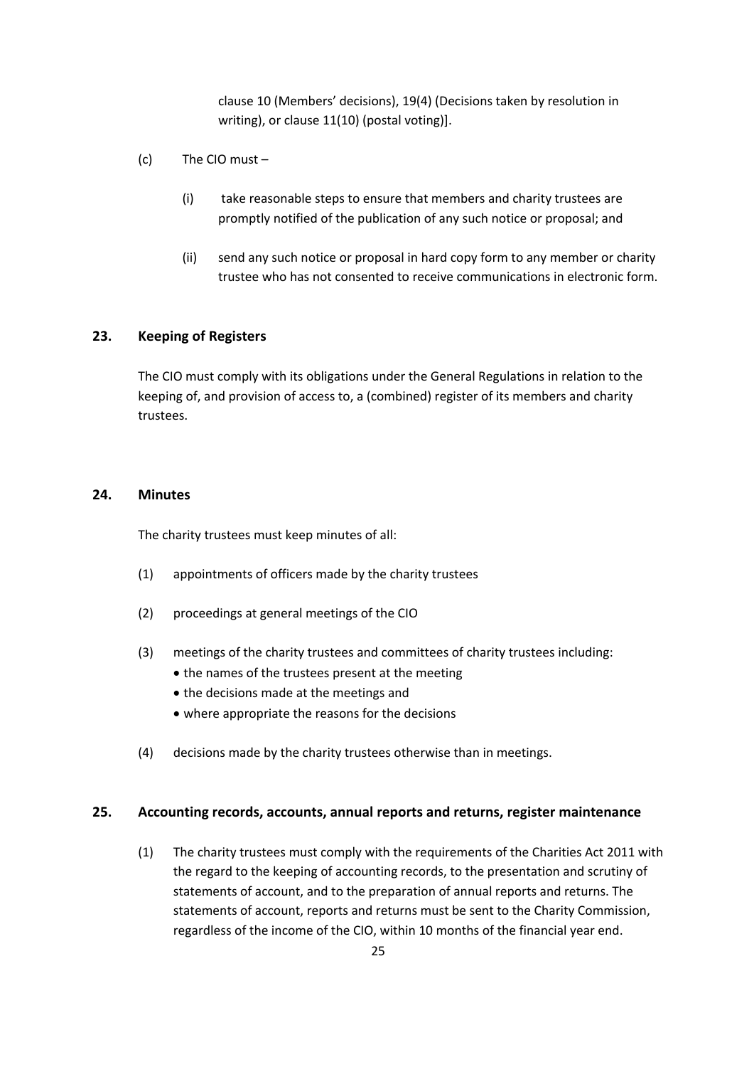clause 10 (Members' decisions), 19(4) (Decisions taken by resolution in writing), or clause 11(10) (postal voting)].

(c) The CIO must –

(i) take reasonable steps to ensure that members and charity trustees are promptly notified of the publication of any such notice or proposal; and

(ii) send any such notice or proposal in hard copy form to any member or charity trustee who has not consented to receive communications in electronic form.

## 23. Keeping of Registers

The CIO must comply with its obligations under the General Regulations in relation to the keeping of, and provision of access to, a (combined) register of its members and charity trustees.

## 24. Minutes

The charity trustees must keep minutes of all:

(1) appointments of officers made by the charity trustees

(2) proceedings at general meetings of the CIO

(3) meetings of the charity trustees and committees of charity trustees including:
- the names of the trustees present at the meeting
- the decisions made at the meetings and
- where appropriate the reasons for the decisions

(4) decisions made by the charity trustees otherwise than in meetings.

## 25. Accounting records, accounts, annual reports and returns, register maintenance

(1) The charity trustees must comply with the requirements of the Charities Act 2011 with the regard to the keeping of accounting records, to the presentation and scrutiny of statements of account, and to the preparation of annual reports and returns. The statements of account, reports and returns must be sent to the Charity Commission, regardless of the income of the CIO, within 10 months of the financial year end.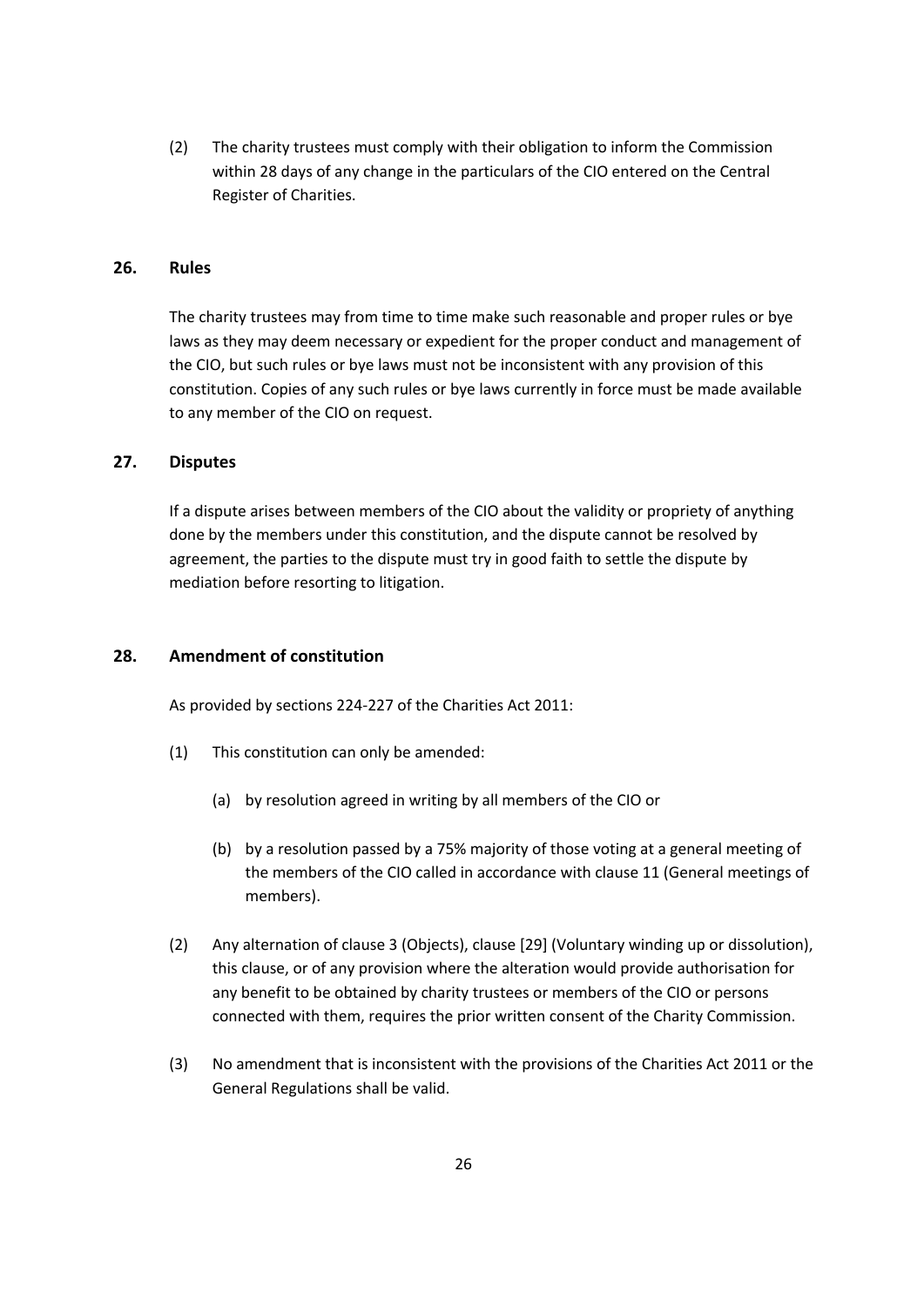(2) The charity trustees must comply with their obligation to inform the Commission within 28 days of any change in the particulars of the CIO entered on the Central Register of Charities.

## 26. Rules

The charity trustees may from time to time make such reasonable and proper rules or bye laws as they may deem necessary or expedient for the proper conduct and management of the CIO, but such rules or bye laws must not be inconsistent with any provision of this constitution. Copies of any such rules or bye laws currently in force must be made available to any member of the CIO on request.

## 27. Disputes

If a dispute arises between members of the CIO about the validity or propriety of anything done by the members under this constitution, and the dispute cannot be resolved by agreement, the parties to the dispute must try in good faith to settle the dispute by mediation before resorting to litigation.

## 28. Amendment of constitution

As provided by sections 224-227 of the Charities Act 2011:

(1) This constitution can only be amended:

  (a) by resolution agreed in writing by all members of the CIO or

  (b) by a resolution passed by a 75% majority of those voting at a general meeting of the members of the CIO called in accordance with clause 11 (General meetings of members).

(2) Any alternation of clause 3 (Objects), clause [29] (Voluntary winding up or dissolution), this clause, or of any provision where the alteration would provide authorisation for any benefit to be obtained by charity trustees or members of the CIO or persons connected with them, requires the prior written consent of the Charity Commission.

(3) No amendment that is inconsistent with the provisions of the Charities Act 2011 or the General Regulations shall be valid.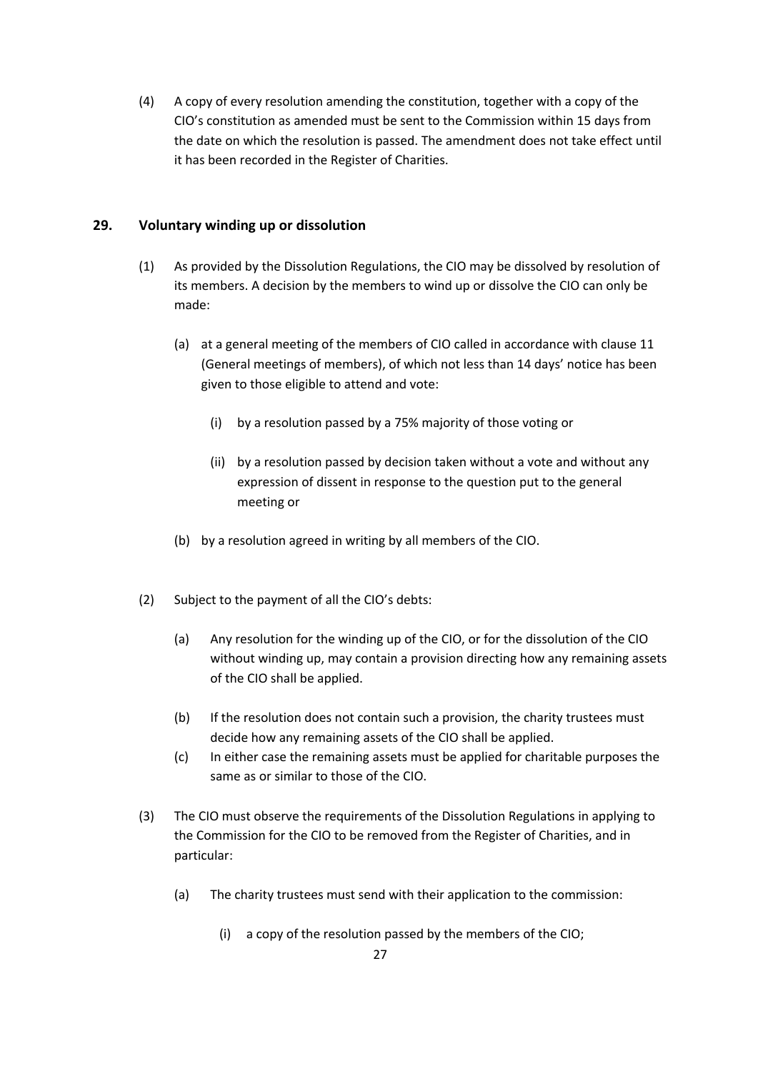(4) A copy of every resolution amending the constitution, together with a copy of the CIO's constitution as amended must be sent to the Commission within 15 days from the date on which the resolution is passed. The amendment does not take effect until it has been recorded in the Register of Charities.

## 29. Voluntary winding up or dissolution

(1) As provided by the Dissolution Regulations, the CIO may be dissolved by resolution of its members. A decision by the members to wind up or dissolve the CIO can only be made:

   (a) at a general meeting of the members of CIO called in accordance with clause 11 (General meetings of members), of which not less than 14 days' notice has been given to those eligible to attend and vote:

      (i) by a resolution passed by a 75% majority of those voting or

      (ii) by a resolution passed by decision taken without a vote and without any expression of dissent in response to the question put to the general meeting or

   (b) by a resolution agreed in writing by all members of the CIO.

(2) Subject to the payment of all the CIO's debts:

   (a) Any resolution for the winding up of the CIO, or for the dissolution of the CIO without winding up, may contain a provision directing how any remaining assets of the CIO shall be applied.

   (b) If the resolution does not contain such a provision, the charity trustees must decide how any remaining assets of the CIO shall be applied.

   (c) In either case the remaining assets must be applied for charitable purposes the same as or similar to those of the CIO.

(3) The CIO must observe the requirements of the Dissolution Regulations in applying to the Commission for the CIO to be removed from the Register of Charities, and in particular:

   (a) The charity trustees must send with their application to the commission:

      (i) a copy of the resolution passed by the members of the CIO;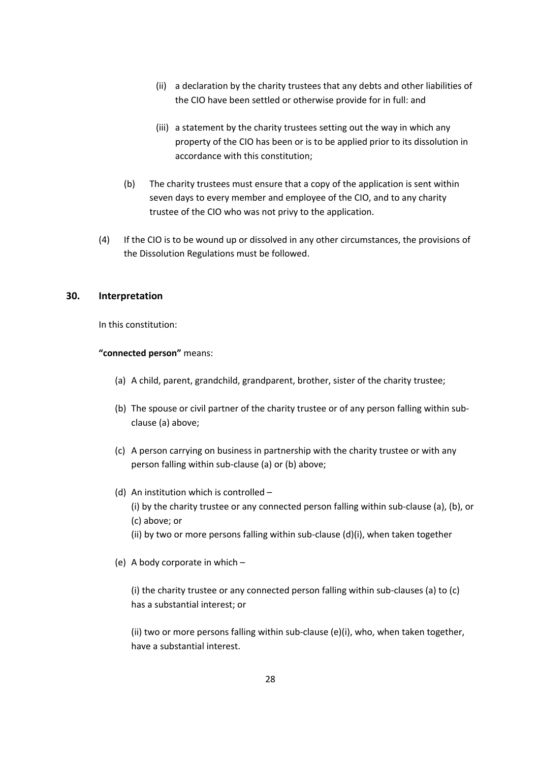(ii) a declaration by the charity trustees that any debts and other liabilities of the CIO have been settled or otherwise provide for in full: and

(iii) a statement by the charity trustees setting out the way in which any property of the CIO has been or is to be applied prior to its dissolution in accordance with this constitution;

(b) The charity trustees must ensure that a copy of the application is sent within seven days to every member and employee of the CIO, and to any charity trustee of the CIO who was not privy to the application.

(4) If the CIO is to be wound up or dissolved in any other circumstances, the provisions of the Dissolution Regulations must be followed.

## 30. Interpretation

In this constitution:

**"connected person"** means:

(a) A child, parent, grandchild, grandparent, brother, sister of the charity trustee;

(b) The spouse or civil partner of the charity trustee or of any person falling within sub-clause (a) above;

(c) A person carrying on business in partnership with the charity trustee or with any person falling within sub-clause (a) or (b) above;

(d) An institution which is controlled –
(i) by the charity trustee or any connected person falling within sub-clause (a), (b), or (c) above; or
(ii) by two or more persons falling within sub-clause (d)(i), when taken together

(e) A body corporate in which –

(i) the charity trustee or any connected person falling within sub-clauses (a) to (c) has a substantial interest; or

(ii) two or more persons falling within sub-clause (e)(i), who, when taken together, have a substantial interest.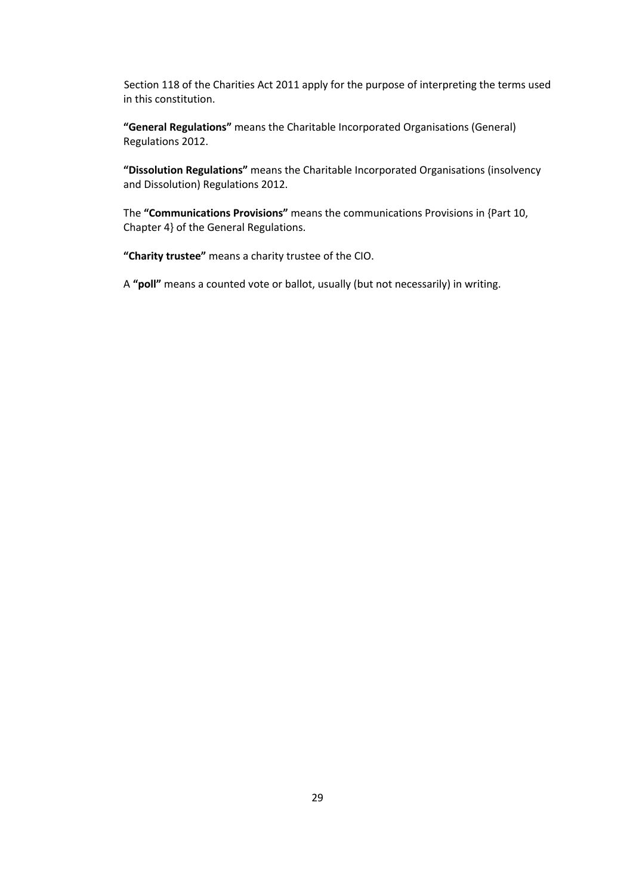Section 118 of the Charities Act 2011 apply for the purpose of interpreting the terms used in this constitution.

**"General Regulations"** means the Charitable Incorporated Organisations (General) Regulations 2012.

**"Dissolution Regulations"** means the Charitable Incorporated Organisations (insolvency and Dissolution) Regulations 2012.

The **"Communications Provisions"** means the communications Provisions in {Part 10, Chapter 4} of the General Regulations.

**"Charity trustee"** means a charity trustee of the CIO.

A **"poll"** means a counted vote or ballot, usually (but not necessarily) in writing.